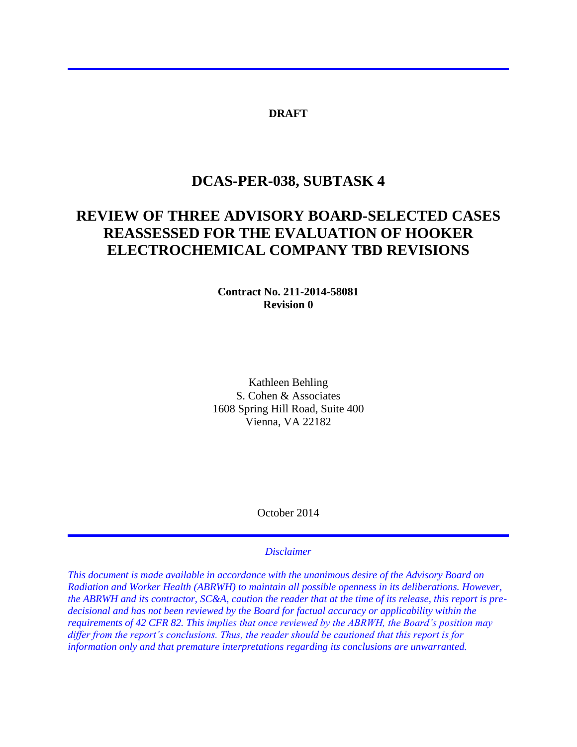**DRAFT**

# DCAS-PER-038, SUBTASK 4

# REVIEW OF THREE ADVISORY BOARD-SELECTED CASES REASSESSED FOR THE EVALUATION OF HOOKER ELECTROCHEMICAL COMPANY TBD REVISIONS

**Contract No. 211-2014-58081**
**Revision 0**

Kathleen Behling
S. Cohen & Associates
1608 Spring Hill Road, Suite 400
Vienna, VA 22182

October 2014

*Disclaimer*

*This document is made available in accordance with the unanimous desire of the Advisory Board on Radiation and Worker Health (ABRWH) to maintain all possible openness in its deliberations. However, the ABRWH and its contractor, SC&A, caution the reader that at the time of its release, this report is pre-decisional and has not been reviewed by the Board for factual accuracy or applicability within the requirements of 42 CFR 82. This implies that once reviewed by the ABRWH, the Board's position may differ from the report's conclusions. Thus, the reader should be cautioned that this report is for information only and that premature interpretations regarding its conclusions are unwarranted.*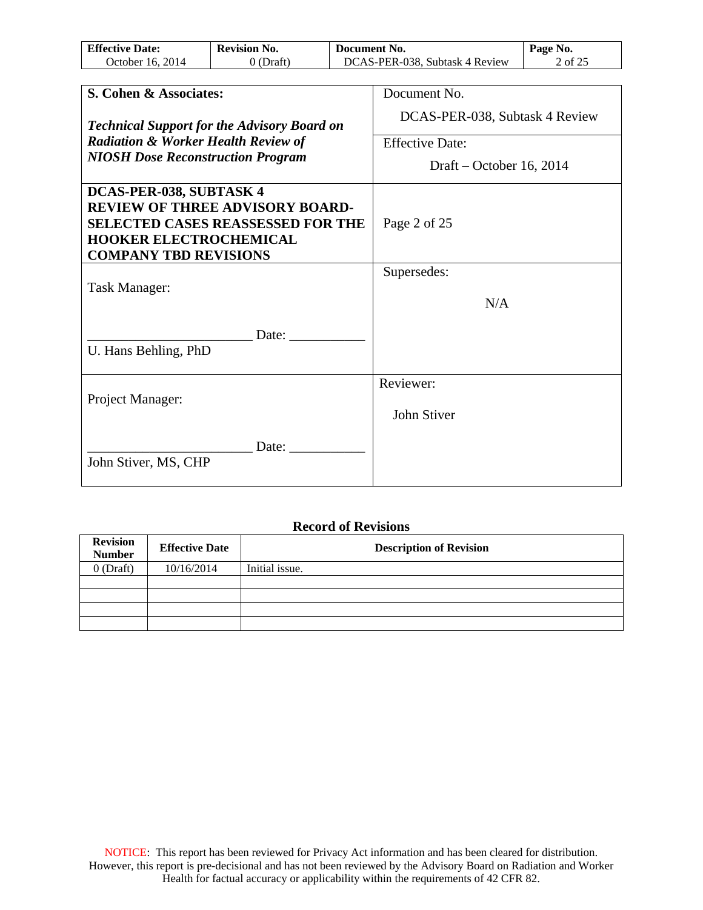| **S. Cohen & Associates:** | Document No. |
| --- | --- |
| ***Technical Support for the Advisory Board on Radiation & Worker Health Review of NIOSH Dose Reconstruction Program*** | DCAS-PER-038, Subtask 4 Review |
| | Effective Date: |
| | Draft – October 16, 2014 |
| **DCAS-PER-038, SUBTASK 4 REVIEW OF THREE ADVISORY BOARD-SELECTED CASES REASSESSED FOR THE HOOKER ELECTROCHEMICAL COMPANY TBD REVISIONS** | Page 2 of 25 |
| Task Manager: ________________________ Date: ___________ U. Hans Behling, PhD | Supersedes: N/A |
| Project Manager: ________________________ Date: ___________ John Stiver, MS, CHP | Reviewer: John Stiver |

**Record of Revisions**

| Revision Number | Effective Date | Description of Revision |
| --- | --- | --- |
| 0 (Draft) | 10/16/2014 | Initial issue. |
| | | |
| | | |
| | | |
| | | |

NOTICE: This report has been reviewed for Privacy Act information and has been cleared for distribution. However, this report is pre-decisional and has not been reviewed by the Advisory Board on Radiation and Worker Health for factual accuracy or applicability within the requirements of 42 CFR 82.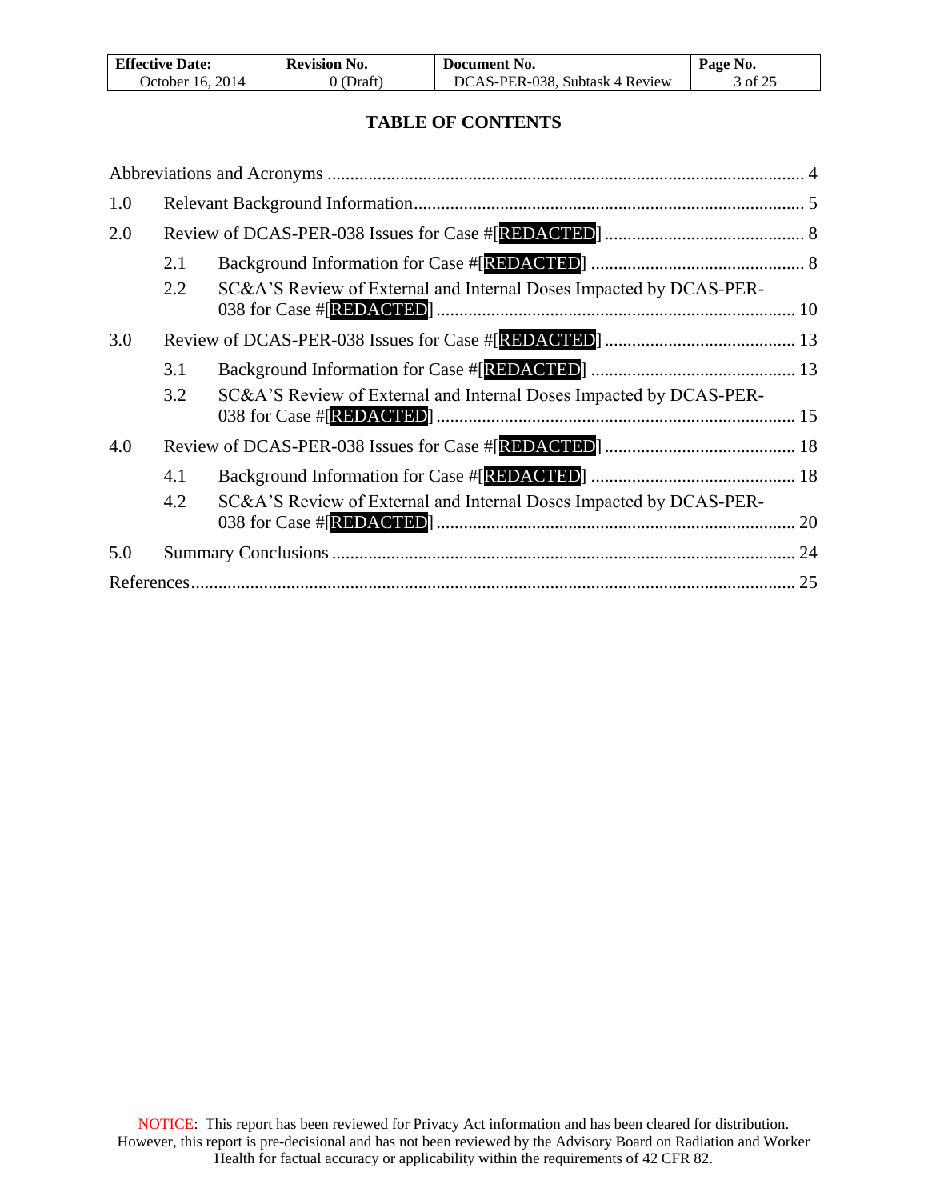# TABLE OF CONTENTS

Abbreviations and Acronyms ........................................................................................................ 4

1.0 Relevant Background Information...................................................................................... 5

2.0 Review of DCAS-PER-038 Issues for Case #[REDACTED] ............................................ 8

- 2.1 Background Information for Case #[REDACTED] ............................................... 8
- 2.2 SC&A'S Review of External and Internal Doses Impacted by DCAS-PER-038 for Case #[REDACTED] ............................................................................... 10

3.0 Review of DCAS-PER-038 Issues for Case #[REDACTED] .......................................... 13

- 3.1 Background Information for Case #[REDACTED] ............................................. 13
- 3.2 SC&A'S Review of External and Internal Doses Impacted by DCAS-PER-038 for Case #[REDACTED] ............................................................................... 15

4.0 Review of DCAS-PER-038 Issues for Case #[REDACTED] .......................................... 18

- 4.1 Background Information for Case #[REDACTED] ............................................. 18
- 4.2 SC&A'S Review of External and Internal Doses Impacted by DCAS-PER-038 for Case #[REDACTED] ............................................................................... 20

5.0 Summary Conclusions ...................................................................................................... 24

References..................................................................................................................................... 25

NOTICE: This report has been reviewed for Privacy Act information and has been cleared for distribution. However, this report is pre-decisional and has not been reviewed by the Advisory Board on Radiation and Worker Health for factual accuracy or applicability within the requirements of 42 CFR 82.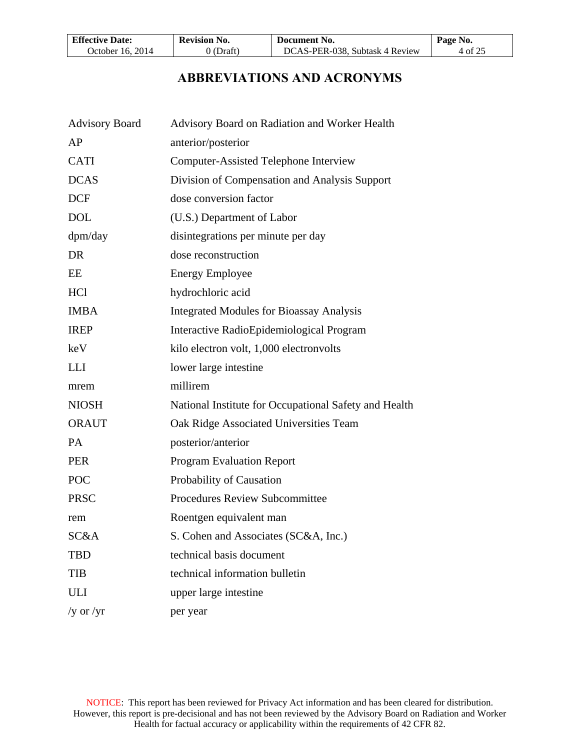# ABBREVIATIONS AND ACRONYMS

| | |
|---|---|
| Advisory Board | Advisory Board on Radiation and Worker Health |
| AP | anterior/posterior |
| CATI | Computer-Assisted Telephone Interview |
| DCAS | Division of Compensation and Analysis Support |
| DCF | dose conversion factor |
| DOL | (U.S.) Department of Labor |
| dpm/day | disintegrations per minute per day |
| DR | dose reconstruction |
| EE | Energy Employee |
| HCl | hydrochloric acid |
| IMBA | Integrated Modules for Bioassay Analysis |
| IREP | Interactive RadioEpidemiological Program |
| keV | kilo electron volt, 1,000 electronvolts |
| LLI | lower large intestine |
| mrem | millirem |
| NIOSH | National Institute for Occupational Safety and Health |
| ORAUT | Oak Ridge Associated Universities Team |
| PA | posterior/anterior |
| PER | Program Evaluation Report |
| POC | Probability of Causation |
| PRSC | Procedures Review Subcommittee |
| rem | Roentgen equivalent man |
| SC&A | S. Cohen and Associates (SC&A, Inc.) |
| TBD | technical basis document |
| TIB | technical information bulletin |
| ULI | upper large intestine |
| /y or /yr | per year |

NOTICE: This report has been reviewed for Privacy Act information and has been cleared for distribution. However, this report is pre-decisional and has not been reviewed by the Advisory Board on Radiation and Worker Health for factual accuracy or applicability within the requirements of 42 CFR 82.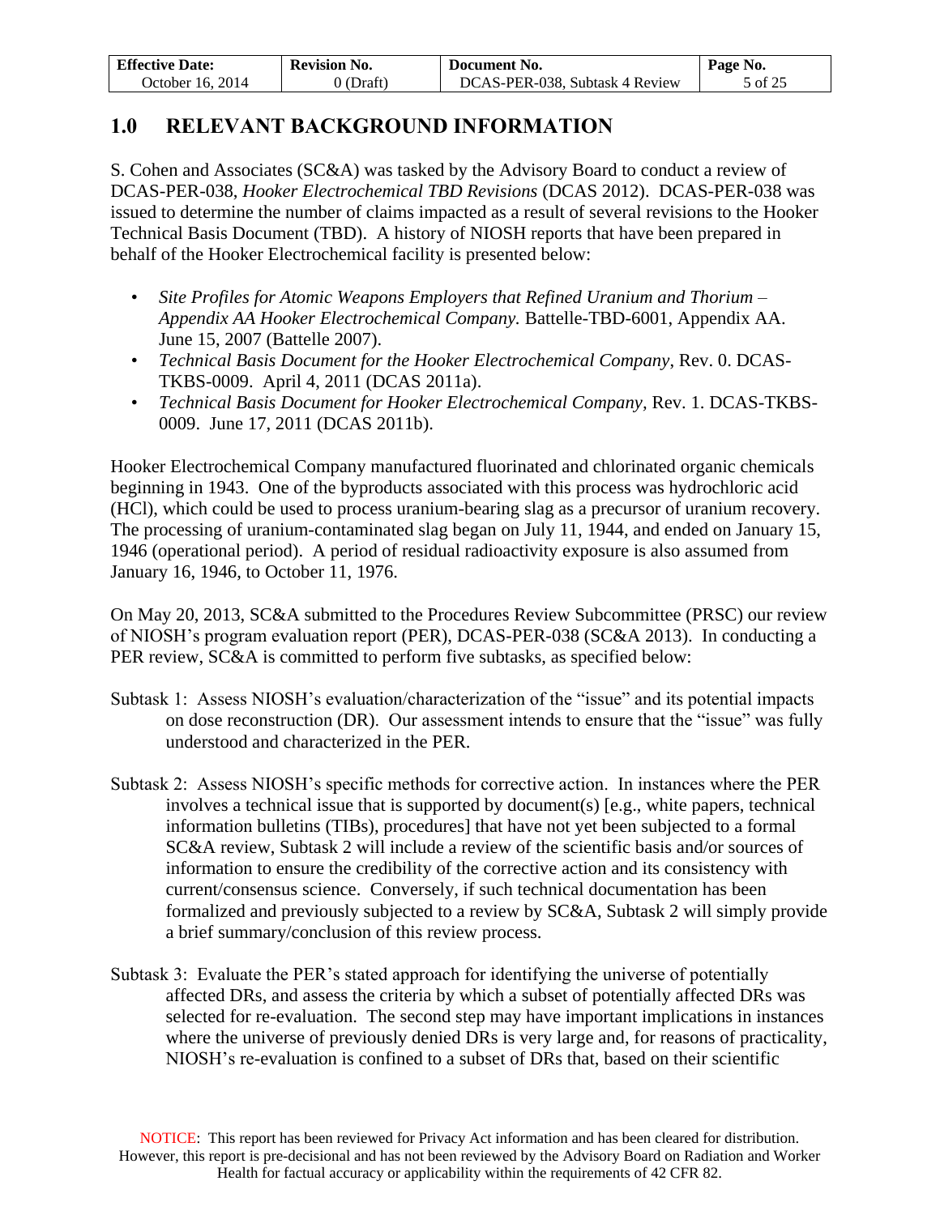## 1.0 RELEVANT BACKGROUND INFORMATION

S. Cohen and Associates (SC&A) was tasked by the Advisory Board to conduct a review of DCAS-PER-038, *Hooker Electrochemical TBD Revisions* (DCAS 2012). DCAS-PER-038 was issued to determine the number of claims impacted as a result of several revisions to the Hooker Technical Basis Document (TBD). A history of NIOSH reports that have been prepared in behalf of the Hooker Electrochemical facility is presented below:

- *Site Profiles for Atomic Weapons Employers that Refined Uranium and Thorium – Appendix AA Hooker Electrochemical Company.* Battelle-TBD-6001, Appendix AA. June 15, 2007 (Battelle 2007).
- *Technical Basis Document for the Hooker Electrochemical Company*, Rev. 0. DCAS-TKBS-0009. April 4, 2011 (DCAS 2011a).
- *Technical Basis Document for Hooker Electrochemical Company*, Rev. 1. DCAS-TKBS-0009. June 17, 2011 (DCAS 2011b).

Hooker Electrochemical Company manufactured fluorinated and chlorinated organic chemicals beginning in 1943. One of the byproducts associated with this process was hydrochloric acid (HCl), which could be used to process uranium-bearing slag as a precursor of uranium recovery. The processing of uranium-contaminated slag began on July 11, 1944, and ended on January 15, 1946 (operational period). A period of residual radioactivity exposure is also assumed from January 16, 1946, to October 11, 1976.

On May 20, 2013, SC&A submitted to the Procedures Review Subcommittee (PRSC) our review of NIOSH's program evaluation report (PER), DCAS-PER-038 (SC&A 2013). In conducting a PER review, SC&A is committed to perform five subtasks, as specified below:

Subtask 1: Assess NIOSH's evaluation/characterization of the "issue" and its potential impacts on dose reconstruction (DR). Our assessment intends to ensure that the "issue" was fully understood and characterized in the PER.

Subtask 2: Assess NIOSH's specific methods for corrective action. In instances where the PER involves a technical issue that is supported by document(s) [e.g., white papers, technical information bulletins (TIBs), procedures] that have not yet been subjected to a formal SC&A review, Subtask 2 will include a review of the scientific basis and/or sources of information to ensure the credibility of the corrective action and its consistency with current/consensus science. Conversely, if such technical documentation has been formalized and previously subjected to a review by SC&A, Subtask 2 will simply provide a brief summary/conclusion of this review process.

Subtask 3: Evaluate the PER's stated approach for identifying the universe of potentially affected DRs, and assess the criteria by which a subset of potentially affected DRs was selected for re-evaluation. The second step may have important implications in instances where the universe of previously denied DRs is very large and, for reasons of practicality, NIOSH's re-evaluation is confined to a subset of DRs that, based on their scientific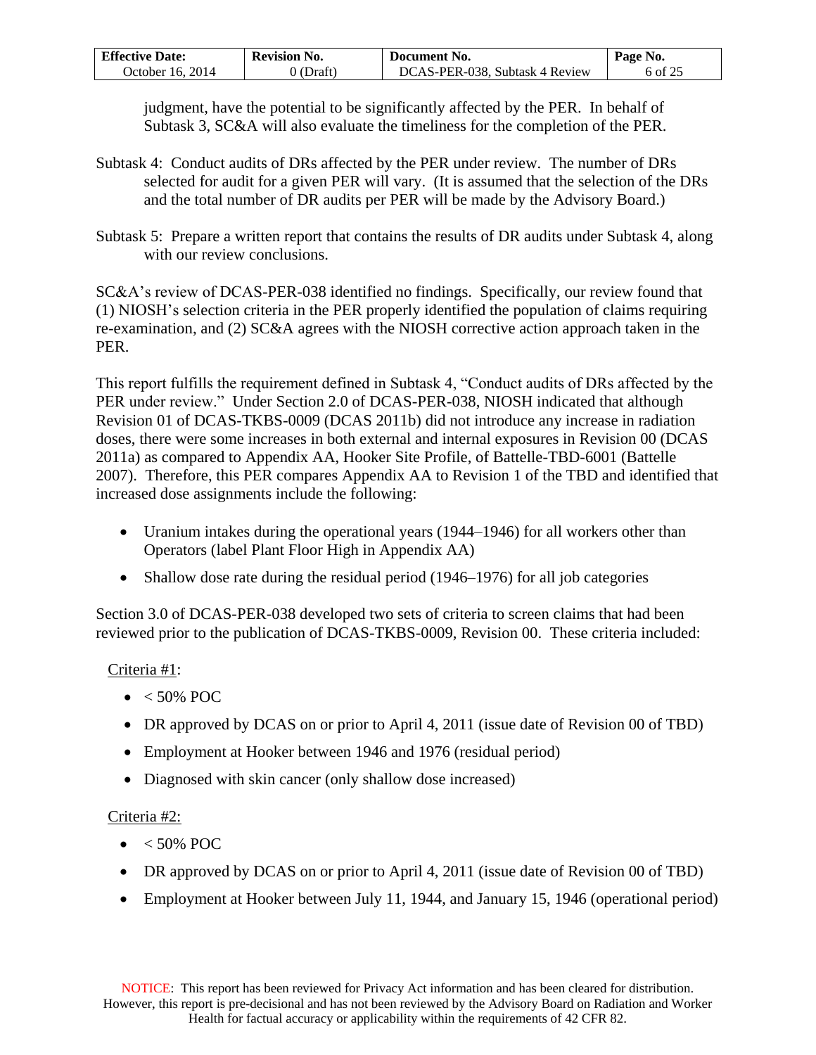judgment, have the potential to be significantly affected by the PER. In behalf of Subtask 3, SC&A will also evaluate the timeliness for the completion of the PER.

Subtask 4: Conduct audits of DRs affected by the PER under review. The number of DRs selected for audit for a given PER will vary. (It is assumed that the selection of the DRs and the total number of DR audits per PER will be made by the Advisory Board.)

Subtask 5: Prepare a written report that contains the results of DR audits under Subtask 4, along with our review conclusions.

SC&A's review of DCAS-PER-038 identified no findings. Specifically, our review found that (1) NIOSH's selection criteria in the PER properly identified the population of claims requiring re-examination, and (2) SC&A agrees with the NIOSH corrective action approach taken in the PER.

This report fulfills the requirement defined in Subtask 4, "Conduct audits of DRs affected by the PER under review." Under Section 2.0 of DCAS-PER-038, NIOSH indicated that although Revision 01 of DCAS-TKBS-0009 (DCAS 2011b) did not introduce any increase in radiation doses, there were some increases in both external and internal exposures in Revision 00 (DCAS 2011a) as compared to Appendix AA, Hooker Site Profile, of Battelle-TBD-6001 (Battelle 2007). Therefore, this PER compares Appendix AA to Revision 1 of the TBD and identified that increased dose assignments include the following:

- Uranium intakes during the operational years (1944–1946) for all workers other than Operators (label Plant Floor High in Appendix AA)
- Shallow dose rate during the residual period (1946–1976) for all job categories

Section 3.0 of DCAS-PER-038 developed two sets of criteria to screen claims that had been reviewed prior to the publication of DCAS-TKBS-0009, Revision 00. These criteria included:

<u>Criteria #1</u>:

- < 50% POC
- DR approved by DCAS on or prior to April 4, 2011 (issue date of Revision 00 of TBD)
- Employment at Hooker between 1946 and 1976 (residual period)
- Diagnosed with skin cancer (only shallow dose increased)

<u>Criteria #2:</u>

- < 50% POC
- DR approved by DCAS on or prior to April 4, 2011 (issue date of Revision 00 of TBD)
- Employment at Hooker between July 11, 1944, and January 15, 1946 (operational period)

NOTICE: This report has been reviewed for Privacy Act information and has been cleared for distribution. However, this report is pre-decisional and has not been reviewed by the Advisory Board on Radiation and Worker Health for factual accuracy or applicability within the requirements of 42 CFR 82.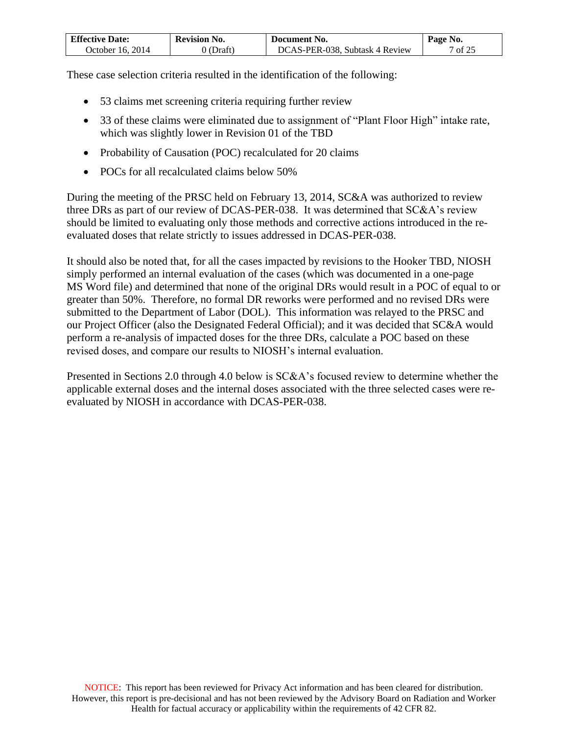These case selection criteria resulted in the identification of the following:

- 53 claims met screening criteria requiring further review
- 33 of these claims were eliminated due to assignment of "Plant Floor High" intake rate, which was slightly lower in Revision 01 of the TBD
- Probability of Causation (POC) recalculated for 20 claims
- POCs for all recalculated claims below 50%

During the meeting of the PRSC held on February 13, 2014, SC&A was authorized to review three DRs as part of our review of DCAS-PER-038. It was determined that SC&A's review should be limited to evaluating only those methods and corrective actions introduced in the re-evaluated doses that relate strictly to issues addressed in DCAS-PER-038.

It should also be noted that, for all the cases impacted by revisions to the Hooker TBD, NIOSH simply performed an internal evaluation of the cases (which was documented in a one-page MS Word file) and determined that none of the original DRs would result in a POC of equal to or greater than 50%. Therefore, no formal DR reworks were performed and no revised DRs were submitted to the Department of Labor (DOL). This information was relayed to the PRSC and our Project Officer (also the Designated Federal Official); and it was decided that SC&A would perform a re-analysis of impacted doses for the three DRs, calculate a POC based on these revised doses, and compare our results to NIOSH's internal evaluation.

Presented in Sections 2.0 through 4.0 below is SC&A's focused review to determine whether the applicable external doses and the internal doses associated with the three selected cases were re-evaluated by NIOSH in accordance with DCAS-PER-038.

NOTICE: This report has been reviewed for Privacy Act information and has been cleared for distribution. However, this report is pre-decisional and has not been reviewed by the Advisory Board on Radiation and Worker Health for factual accuracy or applicability within the requirements of 42 CFR 82.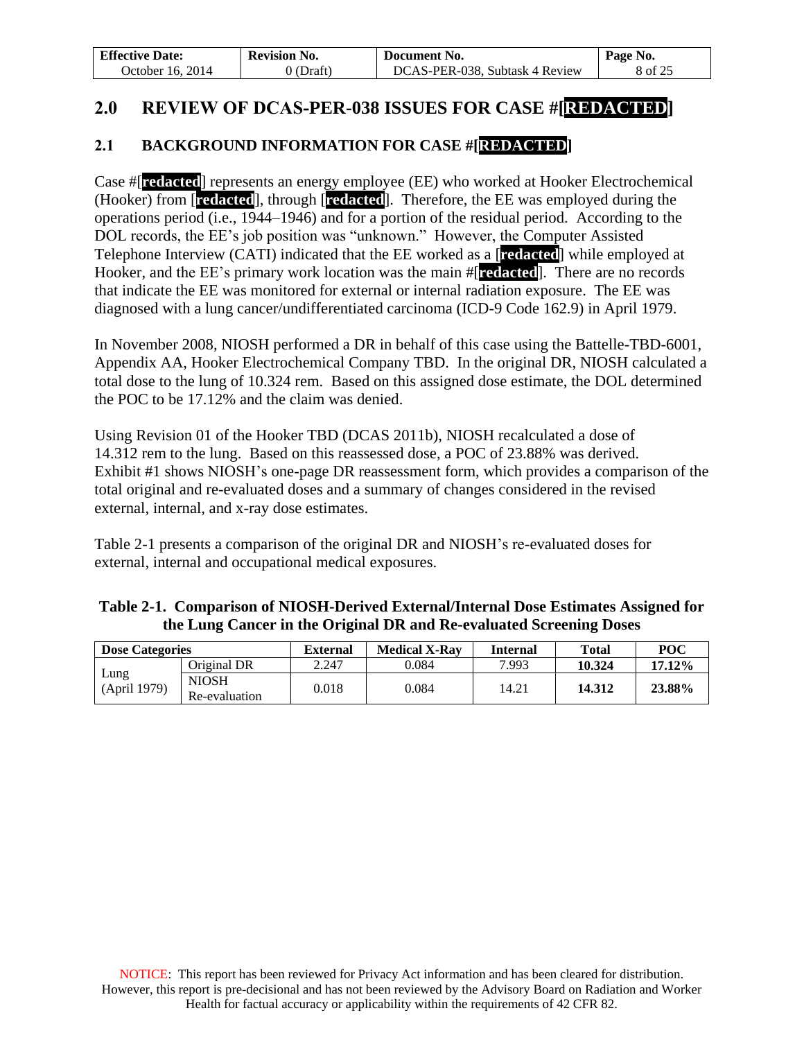## 2.0 REVIEW OF DCAS-PER-038 ISSUES FOR CASE #[REDACTED]

### 2.1 BACKGROUND INFORMATION FOR CASE #[REDACTED]

Case #[redacted] represents an energy employee (EE) who worked at Hooker Electrochemical (Hooker) from [redacted], through [redacted]. Therefore, the EE was employed during the operations period (i.e., 1944–1946) and for a portion of the residual period. According to the DOL records, the EE's job position was "unknown." However, the Computer Assisted Telephone Interview (CATI) indicated that the EE worked as a [redacted] while employed at Hooker, and the EE's primary work location was the main #[redacted]. There are no records that indicate the EE was monitored for external or internal radiation exposure. The EE was diagnosed with a lung cancer/undifferentiated carcinoma (ICD-9 Code 162.9) in April 1979.

In November 2008, NIOSH performed a DR in behalf of this case using the Battelle-TBD-6001, Appendix AA, Hooker Electrochemical Company TBD. In the original DR, NIOSH calculated a total dose to the lung of 10.324 rem. Based on this assigned dose estimate, the DOL determined the POC to be 17.12% and the claim was denied.

Using Revision 01 of the Hooker TBD (DCAS 2011b), NIOSH recalculated a dose of 14.312 rem to the lung. Based on this reassessed dose, a POC of 23.88% was derived. Exhibit #1 shows NIOSH's one-page DR reassessment form, which provides a comparison of the total original and re-evaluated doses and a summary of changes considered in the revised external, internal, and x-ray dose estimates.

Table 2-1 presents a comparison of the original DR and NIOSH's re-evaluated doses for external, internal and occupational medical exposures.

**Table 2-1. Comparison of NIOSH-Derived External/Internal Dose Estimates Assigned for the Lung Cancer in the Original DR and Re-evaluated Screening Doses**

| Dose Categories | | External | Medical X-Ray | Internal | Total | POC |
|---|---|---|---|---|---|---|
| Lung (April 1979) | Original DR | 2.247 | 0.084 | 7.993 | **10.324** | **17.12%** |
| | NIOSH Re-evaluation | 0.018 | 0.084 | 14.21 | **14.312** | **23.88%** |

NOTICE: This report has been reviewed for Privacy Act information and has been cleared for distribution. However, this report is pre-decisional and has not been reviewed by the Advisory Board on Radiation and Worker Health for factual accuracy or applicability within the requirements of 42 CFR 82.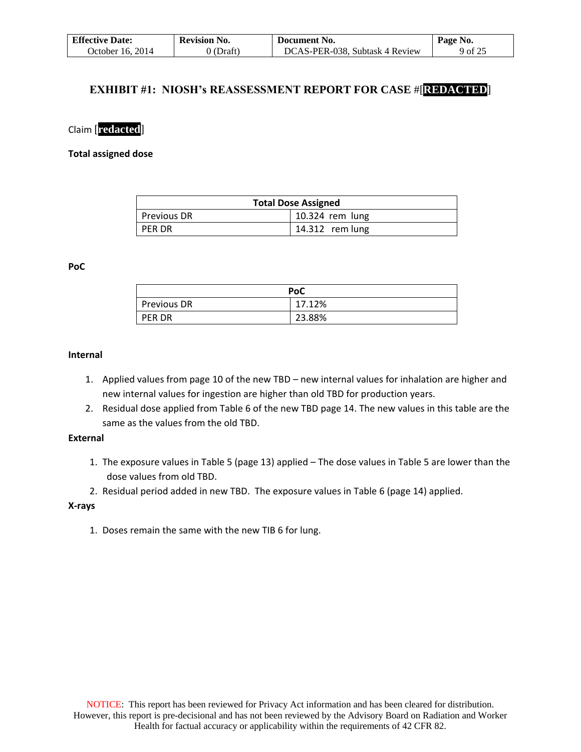## EXHIBIT #1: NIOSH's REASSESSMENT REPORT FOR CASE #[REDACTED]

Claim [redacted]

**Total assigned dose**

| Total Dose Assigned | |
|---|---|
| Previous DR | 10.324 rem lung |
| PER DR | 14.312 rem lung |

**PoC**

| PoC | |
|---|---|
| Previous DR | 17.12% |
| PER DR | 23.88% |

**Internal**

1. Applied values from page 10 of the new TBD – new internal values for inhalation are higher and new internal values for ingestion are higher than old TBD for production years.
2. Residual dose applied from Table 6 of the new TBD page 14. The new values in this table are the same as the values from the old TBD.

**External**

1. The exposure values in Table 5 (page 13) applied – The dose values in Table 5 are lower than the dose values from old TBD.
2. Residual period added in new TBD. The exposure values in Table 6 (page 14) applied.

**X-rays**

1. Doses remain the same with the new TIB 6 for lung.

NOTICE: This report has been reviewed for Privacy Act information and has been cleared for distribution. However, this report is pre-decisional and has not been reviewed by the Advisory Board on Radiation and Worker Health for factual accuracy or applicability within the requirements of 42 CFR 82.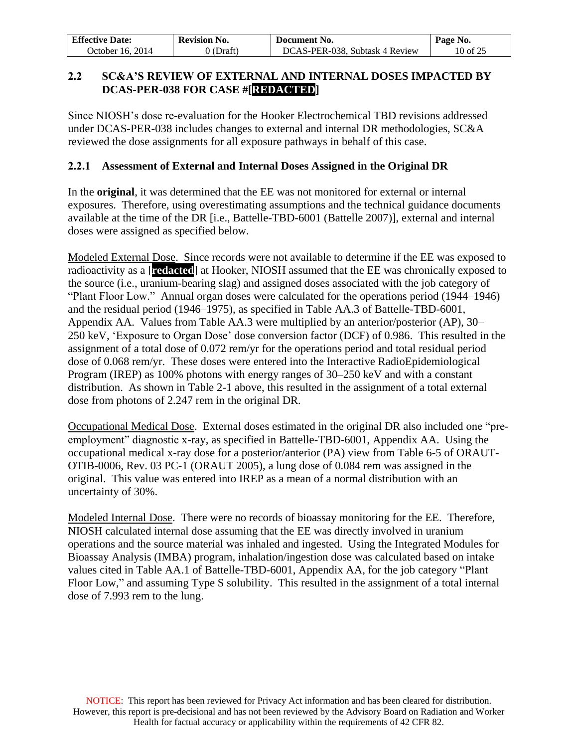## 2.2 SC&A'S REVIEW OF EXTERNAL AND INTERNAL DOSES IMPACTED BY DCAS-PER-038 FOR CASE #[REDACTED]

Since NIOSH's dose re-evaluation for the Hooker Electrochemical TBD revisions addressed under DCAS-PER-038 includes changes to external and internal DR methodologies, SC&A reviewed the dose assignments for all exposure pathways in behalf of this case.

### 2.2.1 Assessment of External and Internal Doses Assigned in the Original DR

In the **original**, it was determined that the EE was not monitored for external or internal exposures. Therefore, using overestimating assumptions and the technical guidance documents available at the time of the DR [i.e., Battelle-TBD-6001 (Battelle 2007)], external and internal doses were assigned as specified below.

Modeled External Dose. Since records were not available to determine if the EE was exposed to radioactivity as a [redacted] at Hooker, NIOSH assumed that the EE was chronically exposed to the source (i.e., uranium-bearing slag) and assigned doses associated with the job category of "Plant Floor Low." Annual organ doses were calculated for the operations period (1944–1946) and the residual period (1946–1975), as specified in Table AA.3 of Battelle-TBD-6001, Appendix AA. Values from Table AA.3 were multiplied by an anterior/posterior (AP), 30–250 keV, 'Exposure to Organ Dose' dose conversion factor (DCF) of 0.986. This resulted in the assignment of a total dose of 0.072 rem/yr for the operations period and total residual period dose of 0.068 rem/yr. These doses were entered into the Interactive RadioEpidemiological Program (IREP) as 100% photons with energy ranges of 30–250 keV and with a constant distribution. As shown in Table 2-1 above, this resulted in the assignment of a total external dose from photons of 2.247 rem in the original DR.

Occupational Medical Dose. External doses estimated in the original DR also included one "pre-employment" diagnostic x-ray, as specified in Battelle-TBD-6001, Appendix AA. Using the occupational medical x-ray dose for a posterior/anterior (PA) view from Table 6-5 of ORAUT-OTIB-0006, Rev. 03 PC-1 (ORAUT 2005), a lung dose of 0.084 rem was assigned in the original. This value was entered into IREP as a mean of a normal distribution with an uncertainty of 30%.

Modeled Internal Dose. There were no records of bioassay monitoring for the EE. Therefore, NIOSH calculated internal dose assuming that the EE was directly involved in uranium operations and the source material was inhaled and ingested. Using the Integrated Modules for Bioassay Analysis (IMBA) program, inhalation/ingestion dose was calculated based on intake values cited in Table AA.1 of Battelle-TBD-6001, Appendix AA, for the job category "Plant Floor Low," and assuming Type S solubility. This resulted in the assignment of a total internal dose of 7.993 rem to the lung.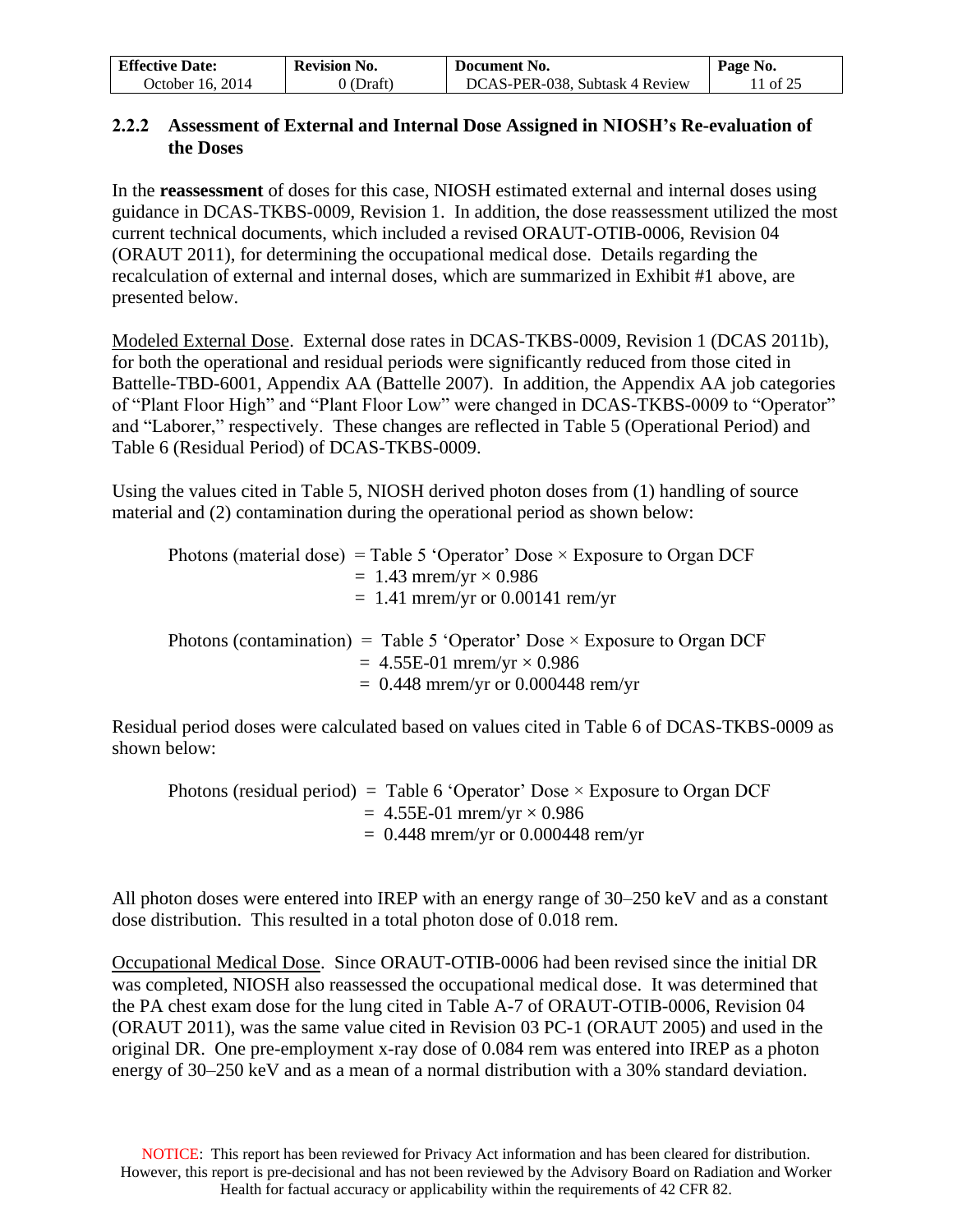### 2.2.2 Assessment of External and Internal Dose Assigned in NIOSH's Re-evaluation of the Doses

In the **reassessment** of doses for this case, NIOSH estimated external and internal doses using guidance in DCAS-TKBS-0009, Revision 1. In addition, the dose reassessment utilized the most current technical documents, which included a revised ORAUT-OTIB-0006, Revision 04 (ORAUT 2011), for determining the occupational medical dose. Details regarding the recalculation of external and internal doses, which are summarized in Exhibit #1 above, are presented below.

Modeled External Dose. External dose rates in DCAS-TKBS-0009, Revision 1 (DCAS 2011b), for both the operational and residual periods were significantly reduced from those cited in Battelle-TBD-6001, Appendix AA (Battelle 2007). In addition, the Appendix AA job categories of "Plant Floor High" and "Plant Floor Low" were changed in DCAS-TKBS-0009 to "Operator" and "Laborer," respectively. These changes are reflected in Table 5 (Operational Period) and Table 6 (Residual Period) of DCAS-TKBS-0009.

Using the values cited in Table 5, NIOSH derived photon doses from (1) handling of source material and (2) contamination during the operational period as shown below:

Photons (material dose) = Table 5 'Operator' Dose × Exposure to Organ DCF
= 1.43 mrem/yr × 0.986
= 1.41 mrem/yr or 0.00141 rem/yr

Photons (contamination) = Table 5 'Operator' Dose × Exposure to Organ DCF
= 4.55E-01 mrem/yr × 0.986
= 0.448 mrem/yr or 0.000448 rem/yr

Residual period doses were calculated based on values cited in Table 6 of DCAS-TKBS-0009 as shown below:

Photons (residual period) = Table 6 'Operator' Dose × Exposure to Organ DCF
= 4.55E-01 mrem/yr × 0.986
= 0.448 mrem/yr or 0.000448 rem/yr

All photon doses were entered into IREP with an energy range of 30–250 keV and as a constant dose distribution. This resulted in a total photon dose of 0.018 rem.

Occupational Medical Dose. Since ORAUT-OTIB-0006 had been revised since the initial DR was completed, NIOSH also reassessed the occupational medical dose. It was determined that the PA chest exam dose for the lung cited in Table A-7 of ORAUT-OTIB-0006, Revision 04 (ORAUT 2011), was the same value cited in Revision 03 PC-1 (ORAUT 2005) and used in the original DR. One pre-employment x-ray dose of 0.084 rem was entered into IREP as a photon energy of 30–250 keV and as a mean of a normal distribution with a 30% standard deviation.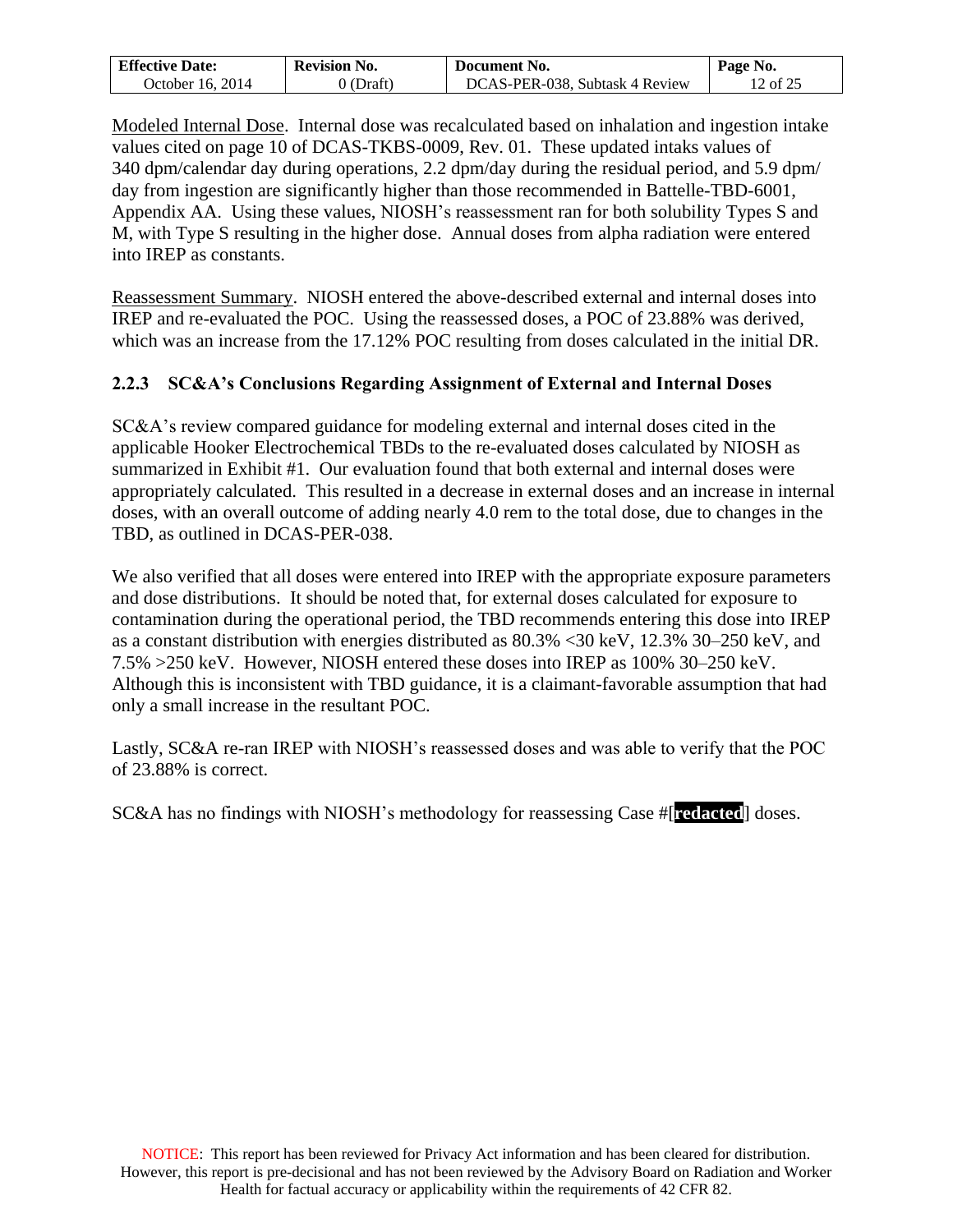Modeled Internal Dose. Internal dose was recalculated based on inhalation and ingestion intake values cited on page 10 of DCAS-TKBS-0009, Rev. 01. These updated intaks values of 340 dpm/calendar day during operations, 2.2 dpm/day during the residual period, and 5.9 dpm/day from ingestion are significantly higher than those recommended in Battelle-TBD-6001, Appendix AA. Using these values, NIOSH's reassessment ran for both solubility Types S and M, with Type S resulting in the higher dose. Annual doses from alpha radiation were entered into IREP as constants.

Reassessment Summary. NIOSH entered the above-described external and internal doses into IREP and re-evaluated the POC. Using the reassessed doses, a POC of 23.88% was derived, which was an increase from the 17.12% POC resulting from doses calculated in the initial DR.

### 2.2.3 SC&A's Conclusions Regarding Assignment of External and Internal Doses

SC&A's review compared guidance for modeling external and internal doses cited in the applicable Hooker Electrochemical TBDs to the re-evaluated doses calculated by NIOSH as summarized in Exhibit #1. Our evaluation found that both external and internal doses were appropriately calculated. This resulted in a decrease in external doses and an increase in internal doses, with an overall outcome of adding nearly 4.0 rem to the total dose, due to changes in the TBD, as outlined in DCAS-PER-038.

We also verified that all doses were entered into IREP with the appropriate exposure parameters and dose distributions. It should be noted that, for external doses calculated for exposure to contamination during the operational period, the TBD recommends entering this dose into IREP as a constant distribution with energies distributed as 80.3% <30 keV, 12.3% 30–250 keV, and 7.5% >250 keV. However, NIOSH entered these doses into IREP as 100% 30–250 keV. Although this is inconsistent with TBD guidance, it is a claimant-favorable assumption that had only a small increase in the resultant POC.

Lastly, SC&A re-ran IREP with NIOSH's reassessed doses and was able to verify that the POC of 23.88% is correct.

SC&A has no findings with NIOSH's methodology for reassessing Case #[**redacted**] doses.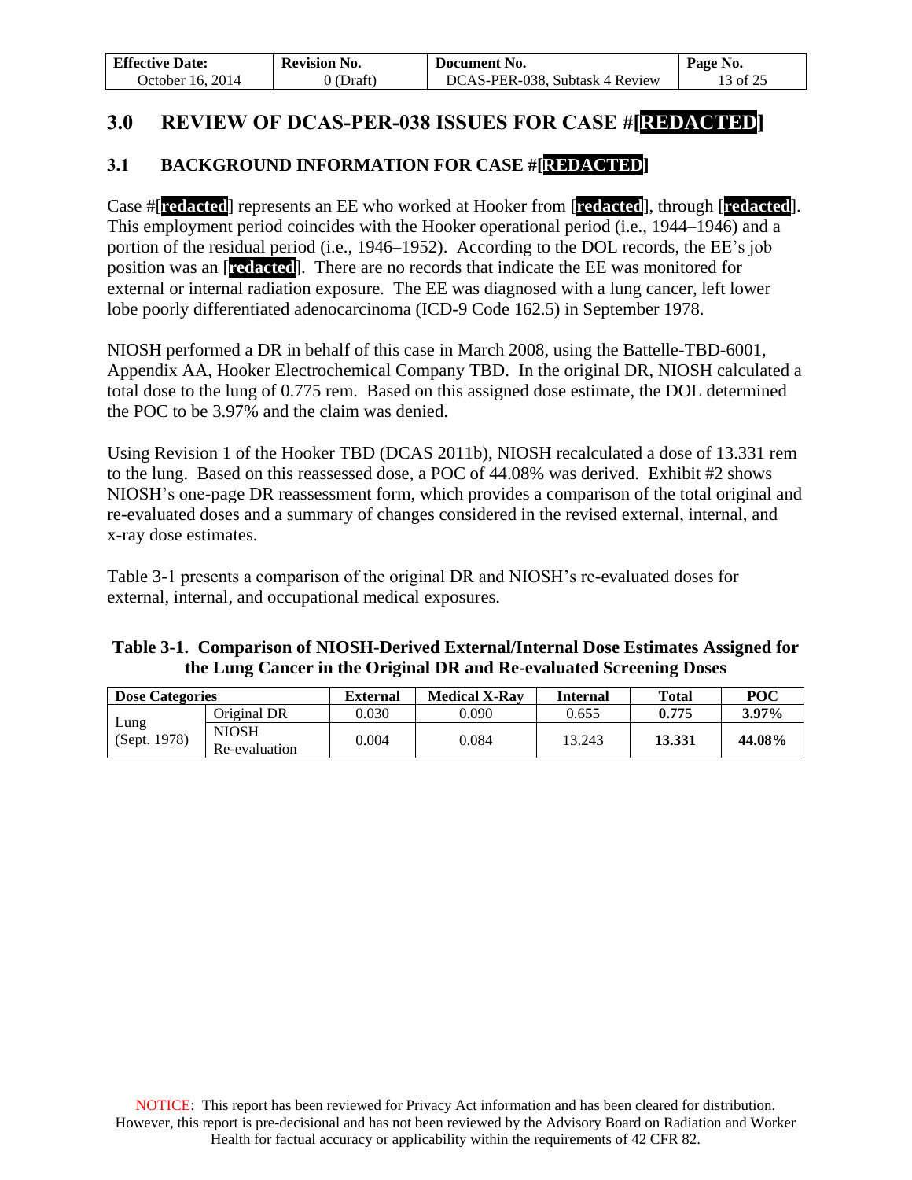## 3.0 REVIEW OF DCAS-PER-038 ISSUES FOR CASE #[REDACTED]

### 3.1 BACKGROUND INFORMATION FOR CASE #[REDACTED]

Case #[redacted] represents an EE who worked at Hooker from [redacted], through [redacted]. This employment period coincides with the Hooker operational period (i.e., 1944–1946) and a portion of the residual period (i.e., 1946–1952). According to the DOL records, the EE's job position was an [redacted]. There are no records that indicate the EE was monitored for external or internal radiation exposure. The EE was diagnosed with a lung cancer, left lower lobe poorly differentiated adenocarcinoma (ICD-9 Code 162.5) in September 1978.

NIOSH performed a DR in behalf of this case in March 2008, using the Battelle-TBD-6001, Appendix AA, Hooker Electrochemical Company TBD. In the original DR, NIOSH calculated a total dose to the lung of 0.775 rem. Based on this assigned dose estimate, the DOL determined the POC to be 3.97% and the claim was denied.

Using Revision 1 of the Hooker TBD (DCAS 2011b), NIOSH recalculated a dose of 13.331 rem to the lung. Based on this reassessed dose, a POC of 44.08% was derived. Exhibit #2 shows NIOSH's one-page DR reassessment form, which provides a comparison of the total original and re-evaluated doses and a summary of changes considered in the revised external, internal, and x-ray dose estimates.

Table 3-1 presents a comparison of the original DR and NIOSH's re-evaluated doses for external, internal, and occupational medical exposures.

**Table 3-1. Comparison of NIOSH-Derived External/Internal Dose Estimates Assigned for the Lung Cancer in the Original DR and Re-evaluated Screening Doses**

| Dose Categories | | External | Medical X-Ray | Internal | Total | POC |
|---|---|---|---|---|---|---|
| Lung (Sept. 1978) | Original DR | 0.030 | 0.090 | 0.655 | **0.775** | **3.97%** |
| | NIOSH Re-evaluation | 0.004 | 0.084 | 13.243 | **13.331** | **44.08%** |

NOTICE: This report has been reviewed for Privacy Act information and has been cleared for distribution. However, this report is pre-decisional and has not been reviewed by the Advisory Board on Radiation and Worker Health for factual accuracy or applicability within the requirements of 42 CFR 82.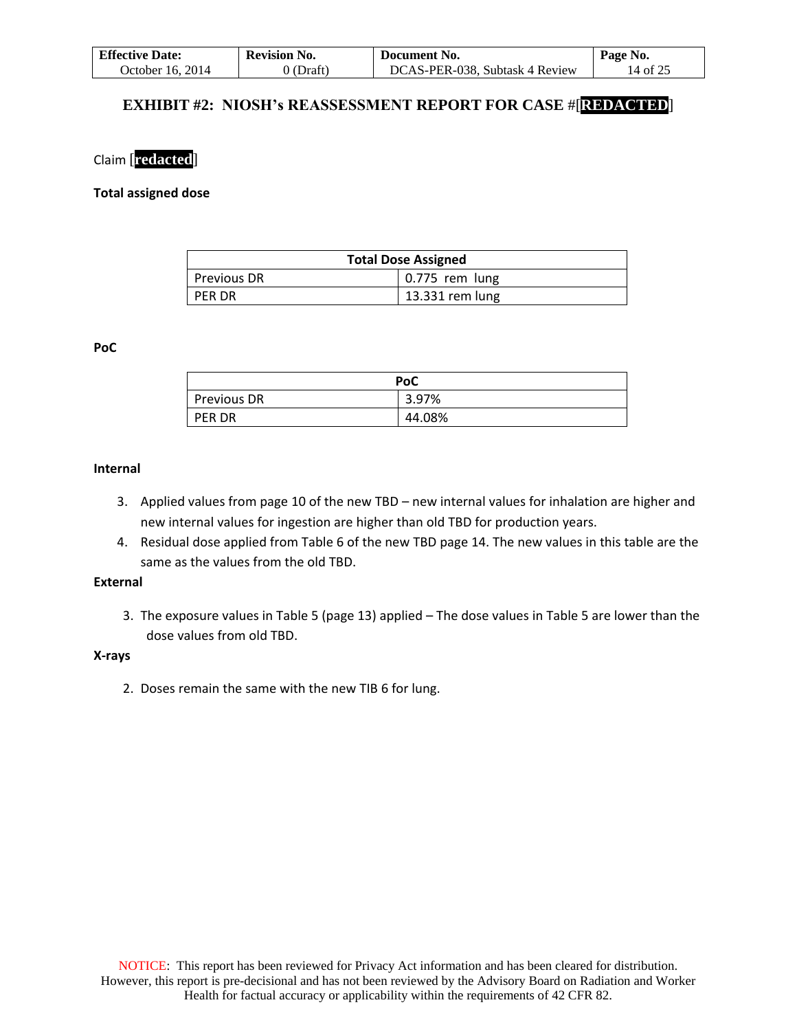## EXHIBIT #2: NIOSH's REASSESSMENT REPORT FOR CASE #[REDACTED]

Claim [redacted]

**Total assigned dose**

| Total Dose Assigned | |
|---|---|
| Previous DR | 0.775 rem lung |
| PER DR | 13.331 rem lung |

**PoC**

| PoC | |
|---|---|
| Previous DR | 3.97% |
| PER DR | 44.08% |

**Internal**

3. Applied values from page 10 of the new TBD – new internal values for inhalation are higher and new internal values for ingestion are higher than old TBD for production years.
4. Residual dose applied from Table 6 of the new TBD page 14. The new values in this table are the same as the values from the old TBD.

**External**

3. The exposure values in Table 5 (page 13) applied – The dose values in Table 5 are lower than the dose values from old TBD.

**X-rays**

2. Doses remain the same with the new TIB 6 for lung.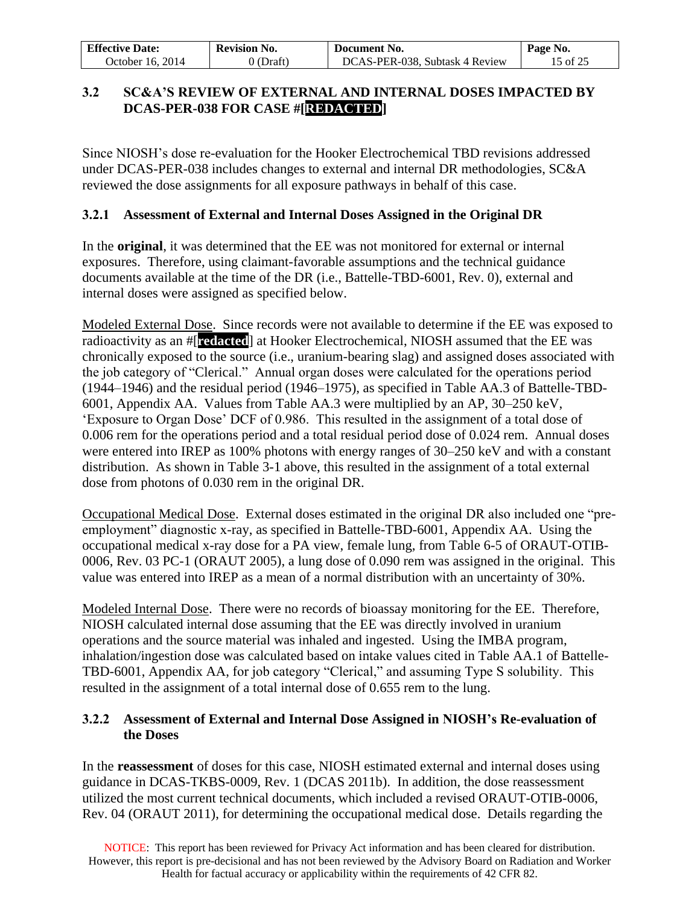## 3.2 SC&A'S REVIEW OF EXTERNAL AND INTERNAL DOSES IMPACTED BY DCAS-PER-038 FOR CASE #[REDACTED]

Since NIOSH's dose re-evaluation for the Hooker Electrochemical TBD revisions addressed under DCAS-PER-038 includes changes to external and internal DR methodologies, SC&A reviewed the dose assignments for all exposure pathways in behalf of this case.

### 3.2.1 Assessment of External and Internal Doses Assigned in the Original DR

In the **original**, it was determined that the EE was not monitored for external or internal exposures. Therefore, using claimant-favorable assumptions and the technical guidance documents available at the time of the DR (i.e., Battelle-TBD-6001, Rev. 0), external and internal doses were assigned as specified below.

Modeled External Dose. Since records were not available to determine if the EE was exposed to radioactivity as an #[redacted] at Hooker Electrochemical, NIOSH assumed that the EE was chronically exposed to the source (i.e., uranium-bearing slag) and assigned doses associated with the job category of "Clerical." Annual organ doses were calculated for the operations period (1944–1946) and the residual period (1946–1975), as specified in Table AA.3 of Battelle-TBD-6001, Appendix AA. Values from Table AA.3 were multiplied by an AP, 30–250 keV, 'Exposure to Organ Dose' DCF of 0.986. This resulted in the assignment of a total dose of 0.006 rem for the operations period and a total residual period dose of 0.024 rem. Annual doses were entered into IREP as 100% photons with energy ranges of 30–250 keV and with a constant distribution. As shown in Table 3-1 above, this resulted in the assignment of a total external dose from photons of 0.030 rem in the original DR.

Occupational Medical Dose. External doses estimated in the original DR also included one "pre-employment" diagnostic x-ray, as specified in Battelle-TBD-6001, Appendix AA. Using the occupational medical x-ray dose for a PA view, female lung, from Table 6-5 of ORAUT-OTIB-0006, Rev. 03 PC-1 (ORAUT 2005), a lung dose of 0.090 rem was assigned in the original. This value was entered into IREP as a mean of a normal distribution with an uncertainty of 30%.

Modeled Internal Dose. There were no records of bioassay monitoring for the EE. Therefore, NIOSH calculated internal dose assuming that the EE was directly involved in uranium operations and the source material was inhaled and ingested. Using the IMBA program, inhalation/ingestion dose was calculated based on intake values cited in Table AA.1 of Battelle-TBD-6001, Appendix AA, for job category "Clerical," and assuming Type S solubility. This resulted in the assignment of a total internal dose of 0.655 rem to the lung.

### 3.2.2 Assessment of External and Internal Dose Assigned in NIOSH's Re-evaluation of the Doses

In the **reassessment** of doses for this case, NIOSH estimated external and internal doses using guidance in DCAS-TKBS-0009, Rev. 1 (DCAS 2011b). In addition, the dose reassessment utilized the most current technical documents, which included a revised ORAUT-OTIB-0006, Rev. 04 (ORAUT 2011), for determining the occupational medical dose. Details regarding the

NOTICE: This report has been reviewed for Privacy Act information and has been cleared for distribution. However, this report is pre-decisional and has not been reviewed by the Advisory Board on Radiation and Worker Health for factual accuracy or applicability within the requirements of 42 CFR 82.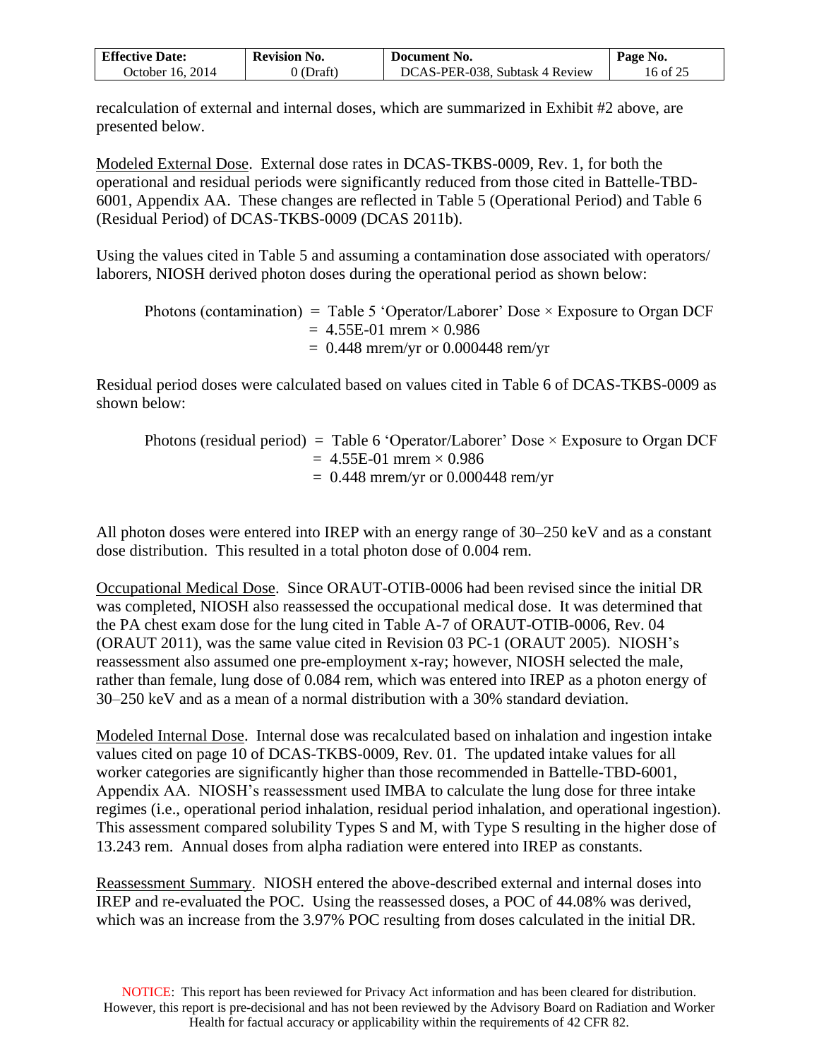recalculation of external and internal doses, which are summarized in Exhibit #2 above, are presented below.

Modeled External Dose. External dose rates in DCAS-TKBS-0009, Rev. 1, for both the operational and residual periods were significantly reduced from those cited in Battelle-TBD-6001, Appendix AA. These changes are reflected in Table 5 (Operational Period) and Table 6 (Residual Period) of DCAS-TKBS-0009 (DCAS 2011b).

Using the values cited in Table 5 and assuming a contamination dose associated with operators/ laborers, NIOSH derived photon doses during the operational period as shown below:

Photons (contamination) = Table 5 'Operator/Laborer' Dose × Exposure to Organ DCF
= 4.55E-01 mrem × 0.986
= 0.448 mrem/yr or 0.000448 rem/yr

Residual period doses were calculated based on values cited in Table 6 of DCAS-TKBS-0009 as shown below:

Photons (residual period) = Table 6 'Operator/Laborer' Dose × Exposure to Organ DCF
= 4.55E-01 mrem × 0.986
= 0.448 mrem/yr or 0.000448 rem/yr

All photon doses were entered into IREP with an energy range of 30–250 keV and as a constant dose distribution. This resulted in a total photon dose of 0.004 rem.

Occupational Medical Dose. Since ORAUT-OTIB-0006 had been revised since the initial DR was completed, NIOSH also reassessed the occupational medical dose. It was determined that the PA chest exam dose for the lung cited in Table A-7 of ORAUT-OTIB-0006, Rev. 04 (ORAUT 2011), was the same value cited in Revision 03 PC-1 (ORAUT 2005). NIOSH's reassessment also assumed one pre-employment x-ray; however, NIOSH selected the male, rather than female, lung dose of 0.084 rem, which was entered into IREP as a photon energy of 30–250 keV and as a mean of a normal distribution with a 30% standard deviation.

Modeled Internal Dose. Internal dose was recalculated based on inhalation and ingestion intake values cited on page 10 of DCAS-TKBS-0009, Rev. 01. The updated intake values for all worker categories are significantly higher than those recommended in Battelle-TBD-6001, Appendix AA. NIOSH's reassessment used IMBA to calculate the lung dose for three intake regimes (i.e., operational period inhalation, residual period inhalation, and operational ingestion). This assessment compared solubility Types S and M, with Type S resulting in the higher dose of 13.243 rem. Annual doses from alpha radiation were entered into IREP as constants.

Reassessment Summary. NIOSH entered the above-described external and internal doses into IREP and re-evaluated the POC. Using the reassessed doses, a POC of 44.08% was derived, which was an increase from the 3.97% POC resulting from doses calculated in the initial DR.

NOTICE: This report has been reviewed for Privacy Act information and has been cleared for distribution. However, this report is pre-decisional and has not been reviewed by the Advisory Board on Radiation and Worker Health for factual accuracy or applicability within the requirements of 42 CFR 82.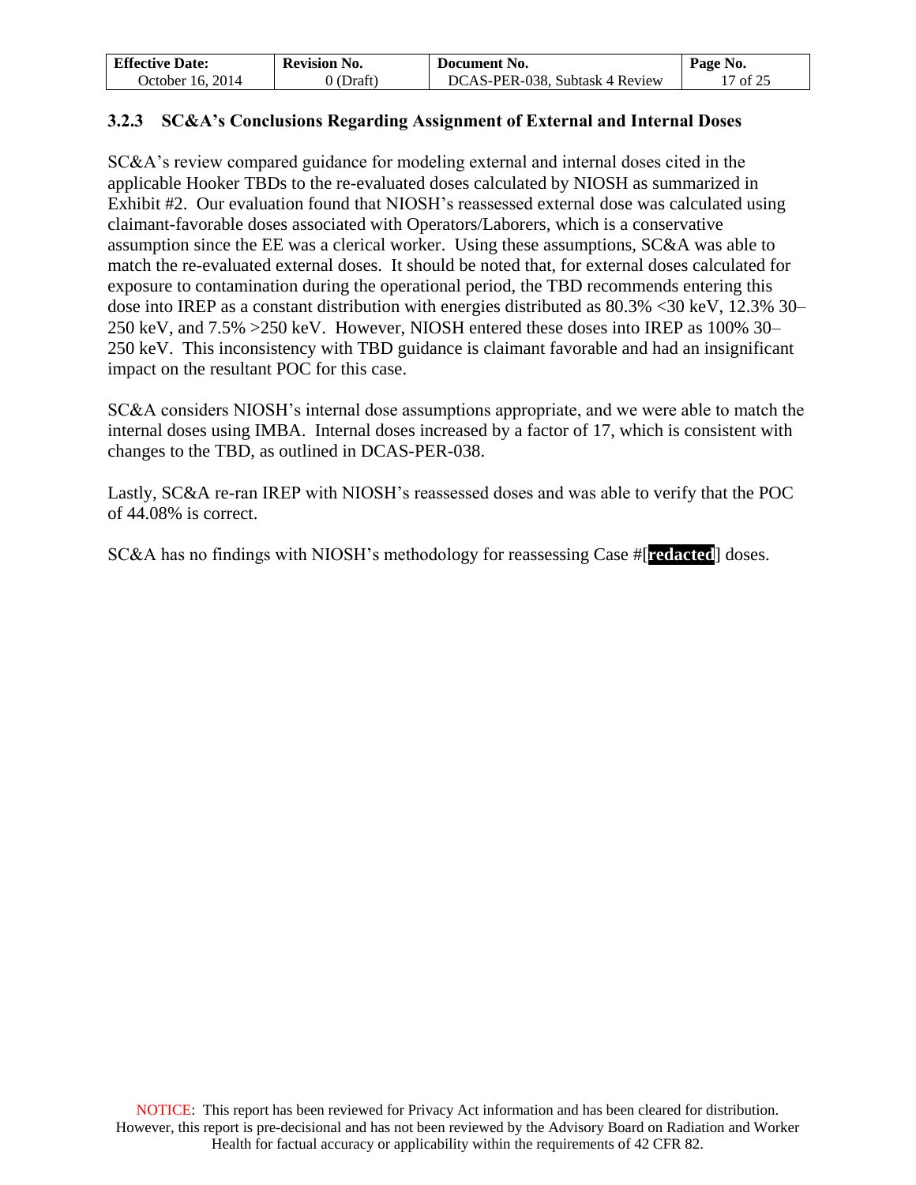### 3.2.3 SC&A's Conclusions Regarding Assignment of External and Internal Doses

SC&A's review compared guidance for modeling external and internal doses cited in the applicable Hooker TBDs to the re-evaluated doses calculated by NIOSH as summarized in Exhibit #2. Our evaluation found that NIOSH's reassessed external dose was calculated using claimant-favorable doses associated with Operators/Laborers, which is a conservative assumption since the EE was a clerical worker. Using these assumptions, SC&A was able to match the re-evaluated external doses. It should be noted that, for external doses calculated for exposure to contamination during the operational period, the TBD recommends entering this dose into IREP as a constant distribution with energies distributed as 80.3% <30 keV, 12.3% 30–250 keV, and 7.5% >250 keV. However, NIOSH entered these doses into IREP as 100% 30–250 keV. This inconsistency with TBD guidance is claimant favorable and had an insignificant impact on the resultant POC for this case.

SC&A considers NIOSH's internal dose assumptions appropriate, and we were able to match the internal doses using IMBA. Internal doses increased by a factor of 17, which is consistent with changes to the TBD, as outlined in DCAS-PER-038.

Lastly, SC&A re-ran IREP with NIOSH's reassessed doses and was able to verify that the POC of 44.08% is correct.

SC&A has no findings with NIOSH's methodology for reassessing Case #[**redacted**] doses.

NOTICE: This report has been reviewed for Privacy Act information and has been cleared for distribution. However, this report is pre-decisional and has not been reviewed by the Advisory Board on Radiation and Worker Health for factual accuracy or applicability within the requirements of 42 CFR 82.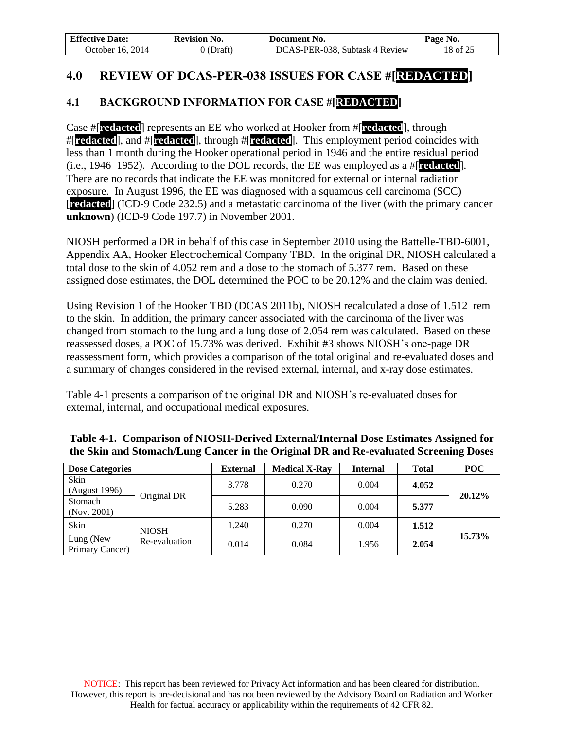## 4.0 REVIEW OF DCAS-PER-038 ISSUES FOR CASE #[REDACTED]

### 4.1 BACKGROUND INFORMATION FOR CASE #[REDACTED]

Case #[redacted] represents an EE who worked at Hooker from #[redacted], through #[redacted], and #[redacted], through #[redacted]. This employment period coincides with less than 1 month during the Hooker operational period in 1946 and the entire residual period (i.e., 1946–1952). According to the DOL records, the EE was employed as a #[redacted]. There are no records that indicate the EE was monitored for external or internal radiation exposure. In August 1996, the EE was diagnosed with a squamous cell carcinoma (SCC) [redacted] (ICD-9 Code 232.5) and a metastatic carcinoma of the liver (with the primary cancer **unknown**) (ICD-9 Code 197.7) in November 2001.

NIOSH performed a DR in behalf of this case in September 2010 using the Battelle-TBD-6001, Appendix AA, Hooker Electrochemical Company TBD. In the original DR, NIOSH calculated a total dose to the skin of 4.052 rem and a dose to the stomach of 5.377 rem. Based on these assigned dose estimates, the DOL determined the POC to be 20.12% and the claim was denied.

Using Revision 1 of the Hooker TBD (DCAS 2011b), NIOSH recalculated a dose of 1.512 rem to the skin. In addition, the primary cancer associated with the carcinoma of the liver was changed from stomach to the lung and a lung dose of 2.054 rem was calculated. Based on these reassessed doses, a POC of 15.73% was derived. Exhibit #3 shows NIOSH's one-page DR reassessment form, which provides a comparison of the total original and re-evaluated doses and a summary of changes considered in the revised external, internal, and x-ray dose estimates.

Table 4-1 presents a comparison of the original DR and NIOSH's re-evaluated doses for external, internal, and occupational medical exposures.

**Table 4-1. Comparison of NIOSH-Derived External/Internal Dose Estimates Assigned for the Skin and Stomach/Lung Cancer in the Original DR and Re-evaluated Screening Doses**

| Dose Categories | | External | Medical X-Ray | Internal | Total | POC |
|---|---|---|---|---|---|---|
| Skin (August 1996) | Original DR | 3.778 | 0.270 | 0.004 | **4.052** | **20.12%** |
| Stomach (Nov. 2001) | | 5.283 | 0.090 | 0.004 | **5.377** | |
| Skin | NIOSH Re-evaluation | 1.240 | 0.270 | 0.004 | **1.512** | **15.73%** |
| Lung (New Primary Cancer) | | 0.014 | 0.084 | 1.956 | **2.054** | |

NOTICE: This report has been reviewed for Privacy Act information and has been cleared for distribution. However, this report is pre-decisional and has not been reviewed by the Advisory Board on Radiation and Worker Health for factual accuracy or applicability within the requirements of 42 CFR 82.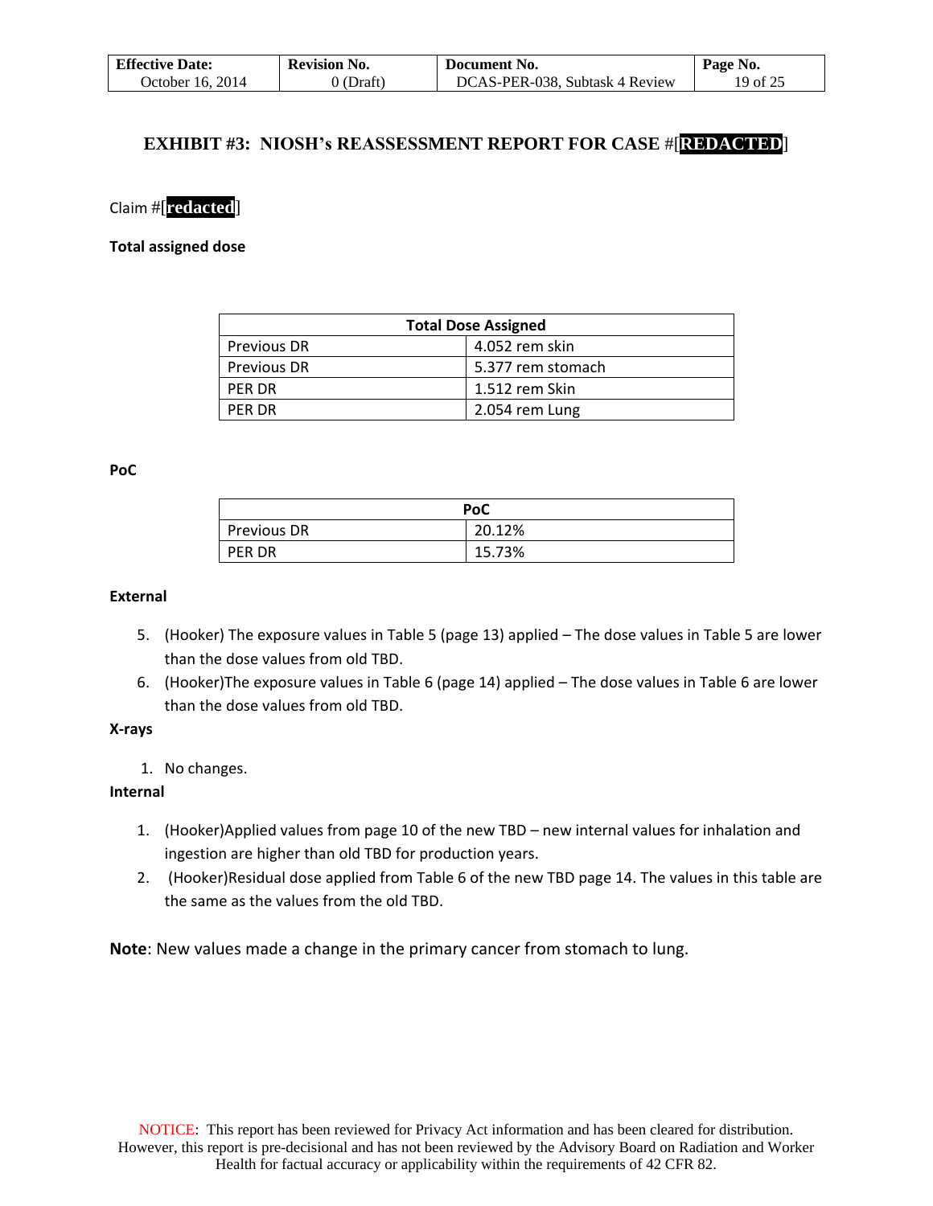## EXHIBIT #3: NIOSH's REASSESSMENT REPORT FOR CASE #[REDACTED]

Claim #[redacted]

**Total assigned dose**

| Total Dose Assigned | |
|---|---|
| Previous DR | 4.052 rem skin |
| Previous DR | 5.377 rem stomach |
| PER DR | 1.512 rem Skin |
| PER DR | 2.054 rem Lung |

**PoC**

| PoC | |
|---|---|
| Previous DR | 20.12% |
| PER DR | 15.73% |

**External**

5. (Hooker) The exposure values in Table 5 (page 13) applied – The dose values in Table 5 are lower than the dose values from old TBD.
6. (Hooker)The exposure values in Table 6 (page 14) applied – The dose values in Table 6 are lower than the dose values from old TBD.

**X-rays**

1. No changes.

**Internal**

1. (Hooker)Applied values from page 10 of the new TBD – new internal values for inhalation and ingestion are higher than old TBD for production years.
2. (Hooker)Residual dose applied from Table 6 of the new TBD page 14. The values in this table are the same as the values from the old TBD.

**Note**: New values made a change in the primary cancer from stomach to lung.

NOTICE: This report has been reviewed for Privacy Act information and has been cleared for distribution. However, this report is pre-decisional and has not been reviewed by the Advisory Board on Radiation and Worker Health for factual accuracy or applicability within the requirements of 42 CFR 82.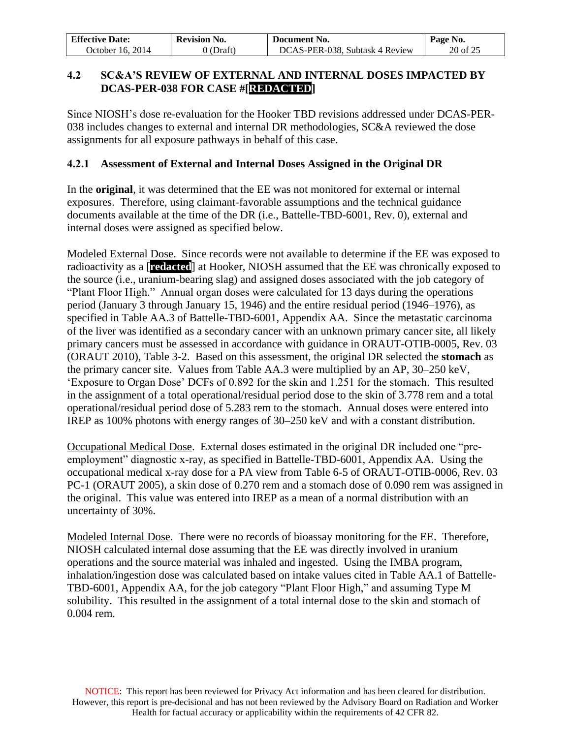## 4.2 SC&A'S REVIEW OF EXTERNAL AND INTERNAL DOSES IMPACTED BY DCAS-PER-038 FOR CASE #[REDACTED]

Since NIOSH's dose re-evaluation for the Hooker TBD revisions addressed under DCAS-PER-038 includes changes to external and internal DR methodologies, SC&A reviewed the dose assignments for all exposure pathways in behalf of this case.

### 4.2.1 Assessment of External and Internal Doses Assigned in the Original DR

In the **original**, it was determined that the EE was not monitored for external or internal exposures. Therefore, using claimant-favorable assumptions and the technical guidance documents available at the time of the DR (i.e., Battelle-TBD-6001, Rev. 0), external and internal doses were assigned as specified below.

Modeled External Dose. Since records were not available to determine if the EE was exposed to radioactivity as a [redacted] at Hooker, NIOSH assumed that the EE was chronically exposed to the source (i.e., uranium-bearing slag) and assigned doses associated with the job category of "Plant Floor High." Annual organ doses were calculated for 13 days during the operations period (January 3 through January 15, 1946) and the entire residual period (1946–1976), as specified in Table AA.3 of Battelle-TBD-6001, Appendix AA. Since the metastatic carcinoma of the liver was identified as a secondary cancer with an unknown primary cancer site, all likely primary cancers must be assessed in accordance with guidance in ORAUT-OTIB-0005, Rev. 03 (ORAUT 2010), Table 3-2. Based on this assessment, the original DR selected the **stomach** as the primary cancer site. Values from Table AA.3 were multiplied by an AP, 30–250 keV, 'Exposure to Organ Dose' DCFs of 0.892 for the skin and 1.251 for the stomach. This resulted in the assignment of a total operational/residual period dose to the skin of 3.778 rem and a total operational/residual period dose of 5.283 rem to the stomach. Annual doses were entered into IREP as 100% photons with energy ranges of 30–250 keV and with a constant distribution.

Occupational Medical Dose. External doses estimated in the original DR included one "pre-employment" diagnostic x-ray, as specified in Battelle-TBD-6001, Appendix AA. Using the occupational medical x-ray dose for a PA view from Table 6-5 of ORAUT-OTIB-0006, Rev. 03 PC-1 (ORAUT 2005), a skin dose of 0.270 rem and a stomach dose of 0.090 rem was assigned in the original. This value was entered into IREP as a mean of a normal distribution with an uncertainty of 30%.

Modeled Internal Dose. There were no records of bioassay monitoring for the EE. Therefore, NIOSH calculated internal dose assuming that the EE was directly involved in uranium operations and the source material was inhaled and ingested. Using the IMBA program, inhalation/ingestion dose was calculated based on intake values cited in Table AA.1 of Battelle-TBD-6001, Appendix AA, for the job category "Plant Floor High," and assuming Type M solubility. This resulted in the assignment of a total internal dose to the skin and stomach of 0.004 rem.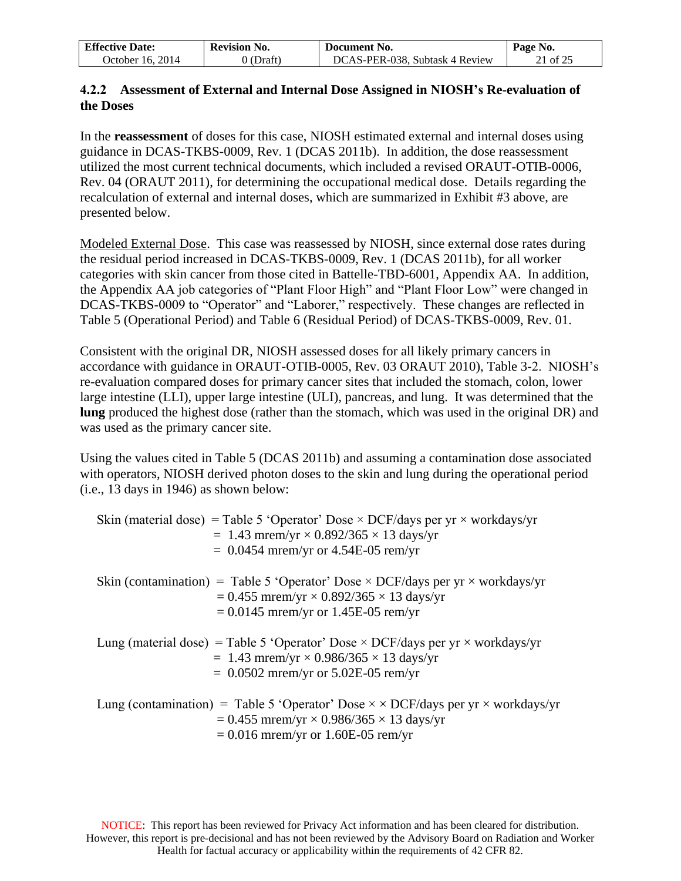### 4.2.2 Assessment of External and Internal Dose Assigned in NIOSH's Re-evaluation of the Doses

In the **reassessment** of doses for this case, NIOSH estimated external and internal doses using guidance in DCAS-TKBS-0009, Rev. 1 (DCAS 2011b). In addition, the dose reassessment utilized the most current technical documents, which included a revised ORAUT-OTIB-0006, Rev. 04 (ORAUT 2011), for determining the occupational medical dose. Details regarding the recalculation of external and internal doses, which are summarized in Exhibit #3 above, are presented below.

Modeled External Dose. This case was reassessed by NIOSH, since external dose rates during the residual period increased in DCAS-TKBS-0009, Rev. 1 (DCAS 2011b), for all worker categories with skin cancer from those cited in Battelle-TBD-6001, Appendix AA. In addition, the Appendix AA job categories of "Plant Floor High" and "Plant Floor Low" were changed in DCAS-TKBS-0009 to "Operator" and "Laborer," respectively. These changes are reflected in Table 5 (Operational Period) and Table 6 (Residual Period) of DCAS-TKBS-0009, Rev. 01.

Consistent with the original DR, NIOSH assessed doses for all likely primary cancers in accordance with guidance in ORAUT-OTIB-0005, Rev. 03 ORAUT 2010), Table 3-2. NIOSH's re-evaluation compared doses for primary cancer sites that included the stomach, colon, lower large intestine (LLI), upper large intestine (ULI), pancreas, and lung. It was determined that the **lung** produced the highest dose (rather than the stomach, which was used in the original DR) and was used as the primary cancer site.

Using the values cited in Table 5 (DCAS 2011b) and assuming a contamination dose associated with operators, NIOSH derived photon doses to the skin and lung during the operational period (i.e., 13 days in 1946) as shown below:

Skin (material dose) = Table 5 'Operator' Dose × DCF/days per yr × workdays/yr
= 1.43 mrem/yr × 0.892/365 × 13 days/yr
= 0.0454 mrem/yr or 4.54E-05 rem/yr

Skin (contamination) = Table 5 'Operator' Dose × DCF/days per yr × workdays/yr
= 0.455 mrem/yr × 0.892/365 × 13 days/yr
= 0.0145 mrem/yr or 1.45E-05 rem/yr

Lung (material dose) = Table 5 'Operator' Dose × DCF/days per yr × workdays/yr
= 1.43 mrem/yr × 0.986/365 × 13 days/yr
= 0.0502 mrem/yr or 5.02E-05 rem/yr

Lung (contamination) = Table 5 'Operator' Dose × × DCF/days per yr × workdays/yr
= 0.455 mrem/yr × 0.986/365 × 13 days/yr
= 0.016 mrem/yr or 1.60E-05 rem/yr

NOTICE: This report has been reviewed for Privacy Act information and has been cleared for distribution. However, this report is pre-decisional and has not been reviewed by the Advisory Board on Radiation and Worker Health for factual accuracy or applicability within the requirements of 42 CFR 82.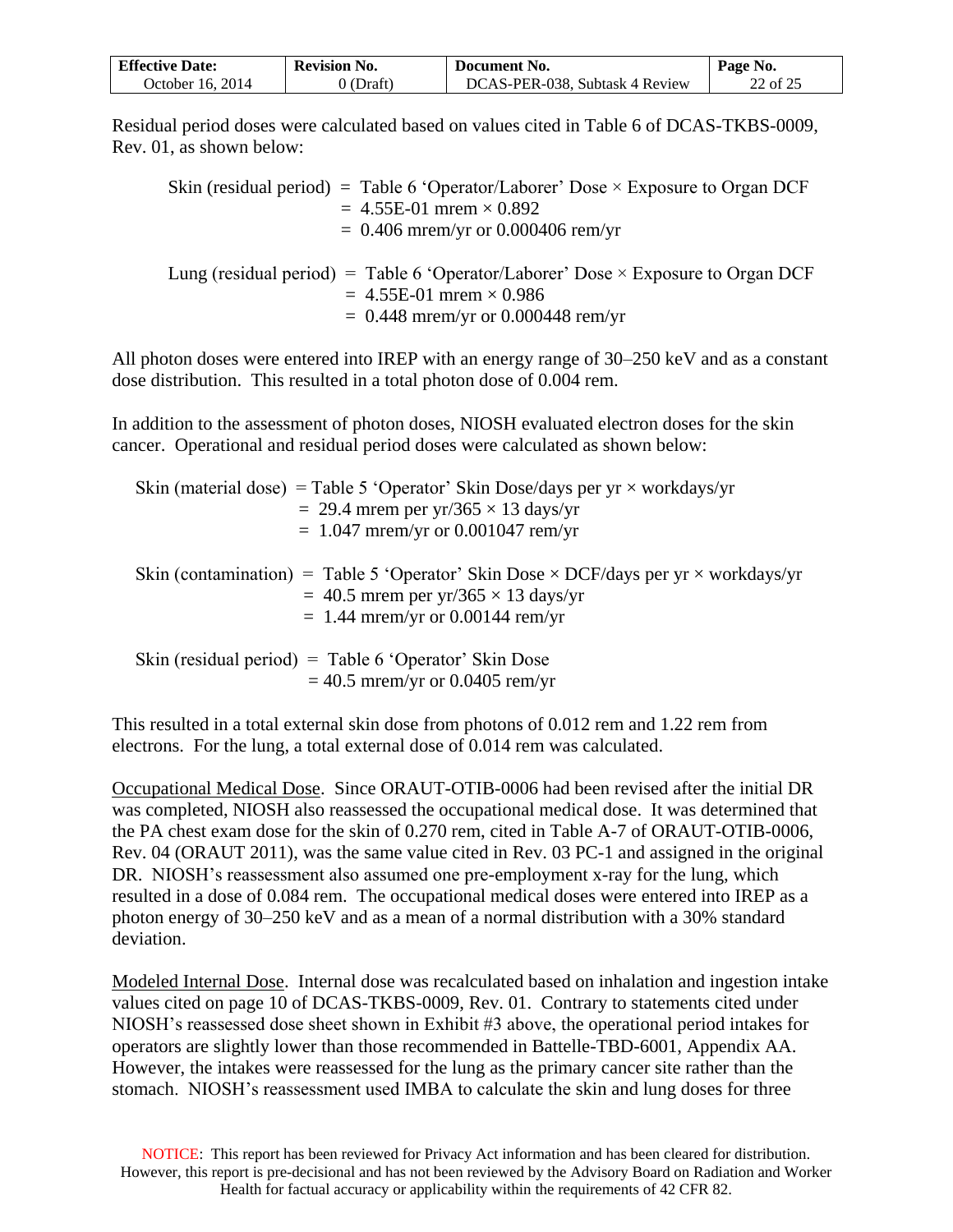Residual period doses were calculated based on values cited in Table 6 of DCAS-TKBS-0009, Rev. 01, as shown below:

Skin (residual period) = Table 6 'Operator/Laborer' Dose × Exposure to Organ DCF
= 4.55E-01 mrem × 0.892
= 0.406 mrem/yr or 0.000406 rem/yr

Lung (residual period) = Table 6 'Operator/Laborer' Dose × Exposure to Organ DCF
= 4.55E-01 mrem × 0.986
= 0.448 mrem/yr or 0.000448 rem/yr

All photon doses were entered into IREP with an energy range of 30–250 keV and as a constant dose distribution. This resulted in a total photon dose of 0.004 rem.

In addition to the assessment of photon doses, NIOSH evaluated electron doses for the skin cancer. Operational and residual period doses were calculated as shown below:

Skin (material dose) = Table 5 'Operator' Skin Dose/days per yr × workdays/yr
= 29.4 mrem per yr/365 × 13 days/yr
= 1.047 mrem/yr or 0.001047 rem/yr

Skin (contamination) = Table 5 'Operator' Skin Dose × DCF/days per yr × workdays/yr
= 40.5 mrem per yr/365 × 13 days/yr
= 1.44 mrem/yr or 0.00144 rem/yr

Skin (residual period) = Table 6 'Operator' Skin Dose
= 40.5 mrem/yr or 0.0405 rem/yr

This resulted in a total external skin dose from photons of 0.012 rem and 1.22 rem from electrons. For the lung, a total external dose of 0.014 rem was calculated.

Occupational Medical Dose. Since ORAUT-OTIB-0006 had been revised after the initial DR was completed, NIOSH also reassessed the occupational medical dose. It was determined that the PA chest exam dose for the skin of 0.270 rem, cited in Table A-7 of ORAUT-OTIB-0006, Rev. 04 (ORAUT 2011), was the same value cited in Rev. 03 PC-1 and assigned in the original DR. NIOSH's reassessment also assumed one pre-employment x-ray for the lung, which resulted in a dose of 0.084 rem. The occupational medical doses were entered into IREP as a photon energy of 30–250 keV and as a mean of a normal distribution with a 30% standard deviation.

Modeled Internal Dose. Internal dose was recalculated based on inhalation and ingestion intake values cited on page 10 of DCAS-TKBS-0009, Rev. 01. Contrary to statements cited under NIOSH's reassessed dose sheet shown in Exhibit #3 above, the operational period intakes for operators are slightly lower than those recommended in Battelle-TBD-6001, Appendix AA. However, the intakes were reassessed for the lung as the primary cancer site rather than the stomach. NIOSH's reassessment used IMBA to calculate the skin and lung doses for three

NOTICE: This report has been reviewed for Privacy Act information and has been cleared for distribution. However, this report is pre-decisional and has not been reviewed by the Advisory Board on Radiation and Worker Health for factual accuracy or applicability within the requirements of 42 CFR 82.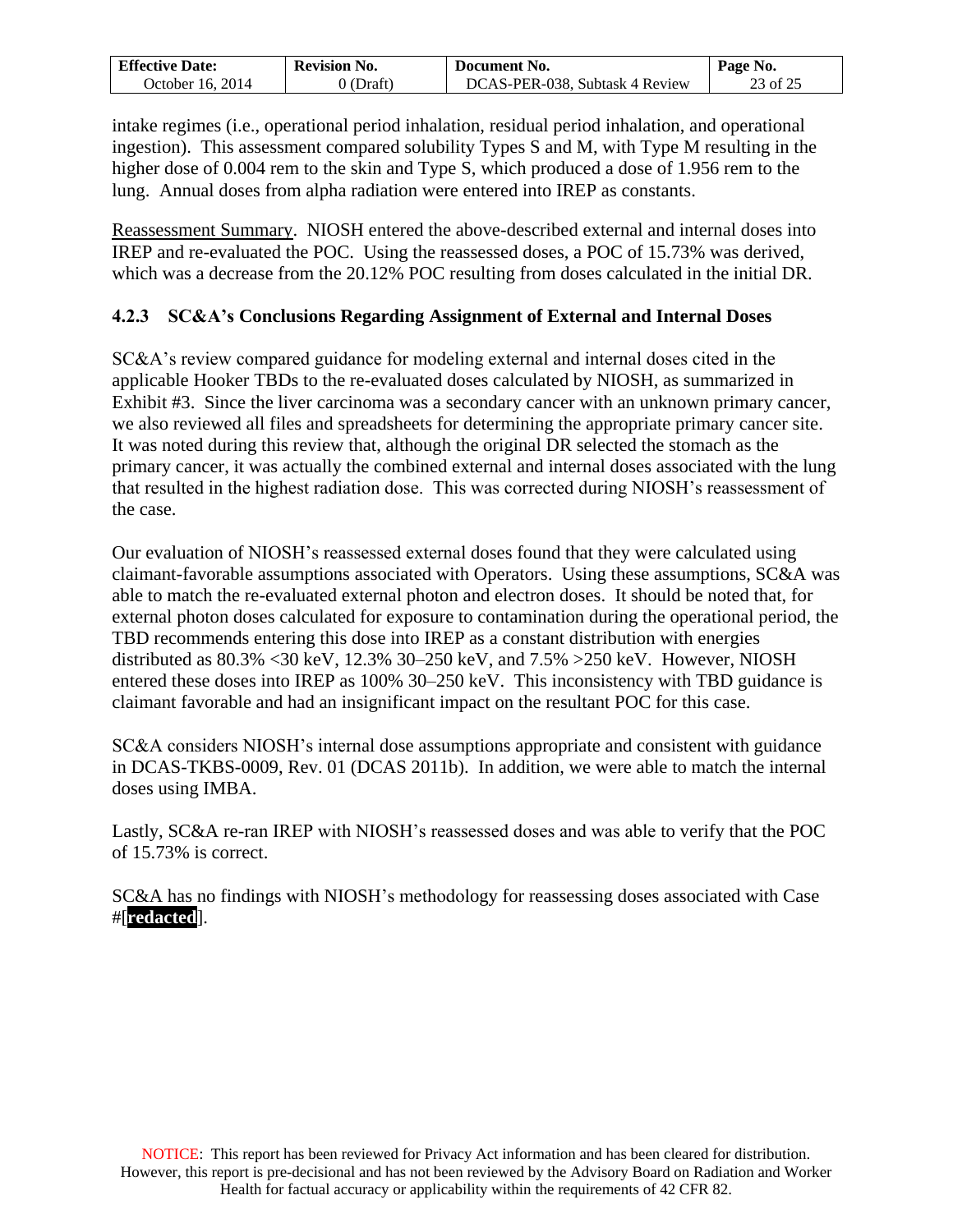intake regimes (i.e., operational period inhalation, residual period inhalation, and operational ingestion). This assessment compared solubility Types S and M, with Type M resulting in the higher dose of 0.004 rem to the skin and Type S, which produced a dose of 1.956 rem to the lung. Annual doses from alpha radiation were entered into IREP as constants.

Reassessment Summary. NIOSH entered the above-described external and internal doses into IREP and re-evaluated the POC. Using the reassessed doses, a POC of 15.73% was derived, which was a decrease from the 20.12% POC resulting from doses calculated in the initial DR.

### 4.2.3 SC&A's Conclusions Regarding Assignment of External and Internal Doses

SC&A's review compared guidance for modeling external and internal doses cited in the applicable Hooker TBDs to the re-evaluated doses calculated by NIOSH, as summarized in Exhibit #3. Since the liver carcinoma was a secondary cancer with an unknown primary cancer, we also reviewed all files and spreadsheets for determining the appropriate primary cancer site. It was noted during this review that, although the original DR selected the stomach as the primary cancer, it was actually the combined external and internal doses associated with the lung that resulted in the highest radiation dose. This was corrected during NIOSH's reassessment of the case.

Our evaluation of NIOSH's reassessed external doses found that they were calculated using claimant-favorable assumptions associated with Operators. Using these assumptions, SC&A was able to match the re-evaluated external photon and electron doses. It should be noted that, for external photon doses calculated for exposure to contamination during the operational period, the TBD recommends entering this dose into IREP as a constant distribution with energies distributed as 80.3% <30 keV, 12.3% 30–250 keV, and 7.5% >250 keV. However, NIOSH entered these doses into IREP as 100% 30–250 keV. This inconsistency with TBD guidance is claimant favorable and had an insignificant impact on the resultant POC for this case.

SC&A considers NIOSH's internal dose assumptions appropriate and consistent with guidance in DCAS-TKBS-0009, Rev. 01 (DCAS 2011b). In addition, we were able to match the internal doses using IMBA.

Lastly, SC&A re-ran IREP with NIOSH's reassessed doses and was able to verify that the POC of 15.73% is correct.

SC&A has no findings with NIOSH's methodology for reassessing doses associated with Case #[**redacted**].

NOTICE: This report has been reviewed for Privacy Act information and has been cleared for distribution. However, this report is pre-decisional and has not been reviewed by the Advisory Board on Radiation and Worker Health for factual accuracy or applicability within the requirements of 42 CFR 82.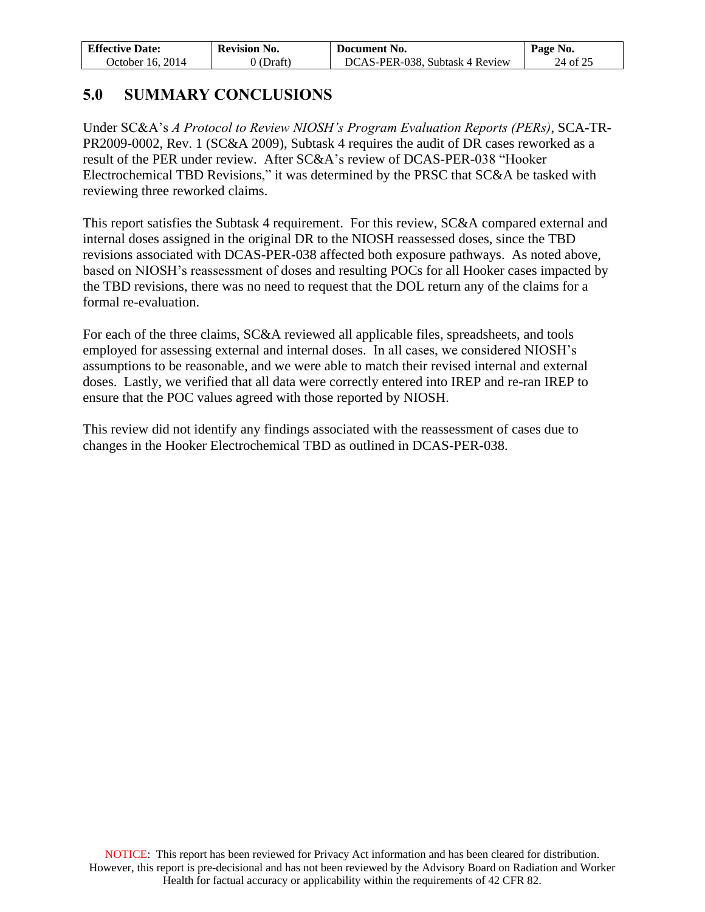## 5.0 SUMMARY CONCLUSIONS

Under SC&A's *A Protocol to Review NIOSH's Program Evaluation Reports (PERs)*, SCA-TR-PR2009-0002, Rev. 1 (SC&A 2009), Subtask 4 requires the audit of DR cases reworked as a result of the PER under review. After SC&A's review of DCAS-PER-038 "Hooker Electrochemical TBD Revisions," it was determined by the PRSC that SC&A be tasked with reviewing three reworked claims.

This report satisfies the Subtask 4 requirement. For this review, SC&A compared external and internal doses assigned in the original DR to the NIOSH reassessed doses, since the TBD revisions associated with DCAS-PER-038 affected both exposure pathways. As noted above, based on NIOSH's reassessment of doses and resulting POCs for all Hooker cases impacted by the TBD revisions, there was no need to request that the DOL return any of the claims for a formal re-evaluation.

For each of the three claims, SC&A reviewed all applicable files, spreadsheets, and tools employed for assessing external and internal doses. In all cases, we considered NIOSH's assumptions to be reasonable, and we were able to match their revised internal and external doses. Lastly, we verified that all data were correctly entered into IREP and re-ran IREP to ensure that the POC values agreed with those reported by NIOSH.

This review did not identify any findings associated with the reassessment of cases due to changes in the Hooker Electrochemical TBD as outlined in DCAS-PER-038.

NOTICE: This report has been reviewed for Privacy Act information and has been cleared for distribution. However, this report is pre-decisional and has not been reviewed by the Advisory Board on Radiation and Worker Health for factual accuracy or applicability within the requirements of 42 CFR 82.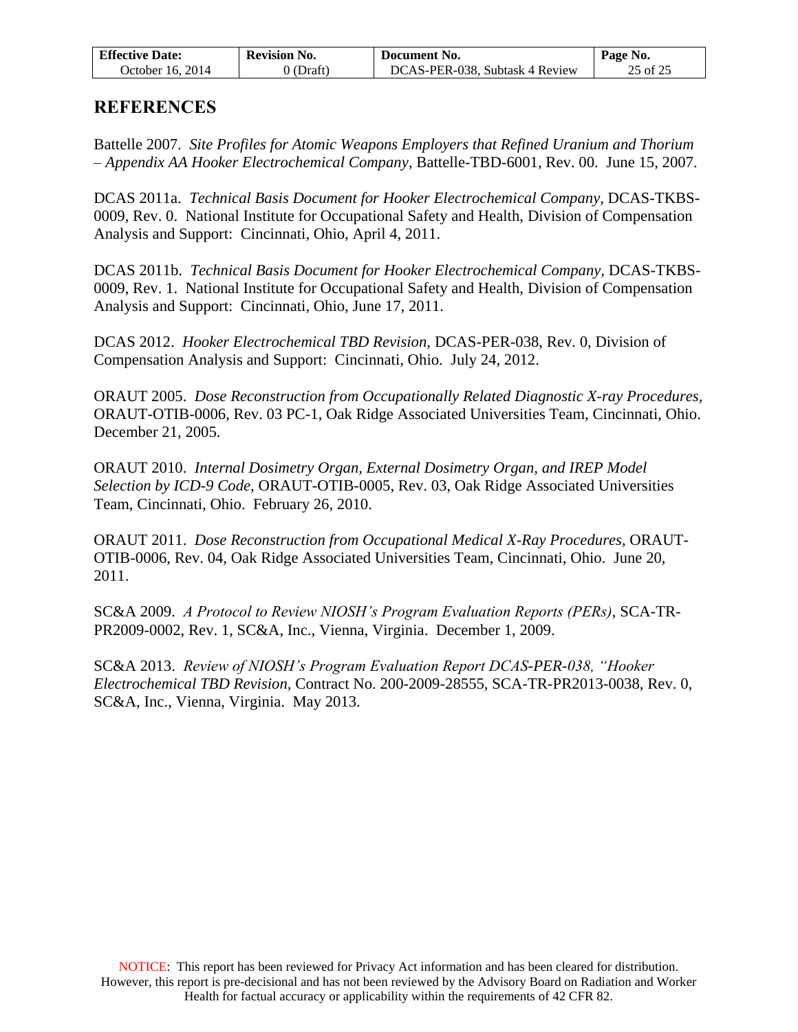# REFERENCES

Battelle 2007. *Site Profiles for Atomic Weapons Employers that Refined Uranium and Thorium – Appendix AA Hooker Electrochemical Company*, Battelle-TBD-6001, Rev. 00. June 15, 2007.

DCAS 2011a. *Technical Basis Document for Hooker Electrochemical Company,* DCAS-TKBS-0009, Rev. 0. National Institute for Occupational Safety and Health, Division of Compensation Analysis and Support: Cincinnati, Ohio, April 4, 2011.

DCAS 2011b. *Technical Basis Document for Hooker Electrochemical Company,* DCAS-TKBS-0009, Rev. 1. National Institute for Occupational Safety and Health, Division of Compensation Analysis and Support: Cincinnati, Ohio, June 17, 2011.

DCAS 2012. *Hooker Electrochemical TBD Revision,* DCAS-PER-038, Rev. 0, Division of Compensation Analysis and Support: Cincinnati, Ohio. July 24, 2012.

ORAUT 2005. *Dose Reconstruction from Occupationally Related Diagnostic X-ray Procedures,* ORAUT-OTIB-0006, Rev. 03 PC-1, Oak Ridge Associated Universities Team, Cincinnati, Ohio. December 21, 2005.

ORAUT 2010. *Internal Dosimetry Organ, External Dosimetry Organ, and IREP Model Selection by ICD-9 Code*, ORAUT-OTIB-0005, Rev. 03, Oak Ridge Associated Universities Team, Cincinnati, Ohio. February 26, 2010.

ORAUT 2011. *Dose Reconstruction from Occupational Medical X-Ray Procedures*, ORAUT-OTIB-0006, Rev. 04, Oak Ridge Associated Universities Team, Cincinnati, Ohio. June 20, 2011.

SC&A 2009. *A Protocol to Review NIOSH's Program Evaluation Reports (PERs)*, SCA-TR-PR2009-0002, Rev. 1, SC&A, Inc., Vienna, Virginia. December 1, 2009.

SC&A 2013. *Review of NIOSH's Program Evaluation Report DCAS-PER-038, "Hooker Electrochemical TBD Revision,* Contract No. 200-2009-28555, SCA-TR-PR2013-0038, Rev. 0, SC&A, Inc., Vienna, Virginia. May 2013.

NOTICE: This report has been reviewed for Privacy Act information and has been cleared for distribution. However, this report is pre-decisional and has not been reviewed by the Advisory Board on Radiation and Worker Health for factual accuracy or applicability within the requirements of 42 CFR 82.